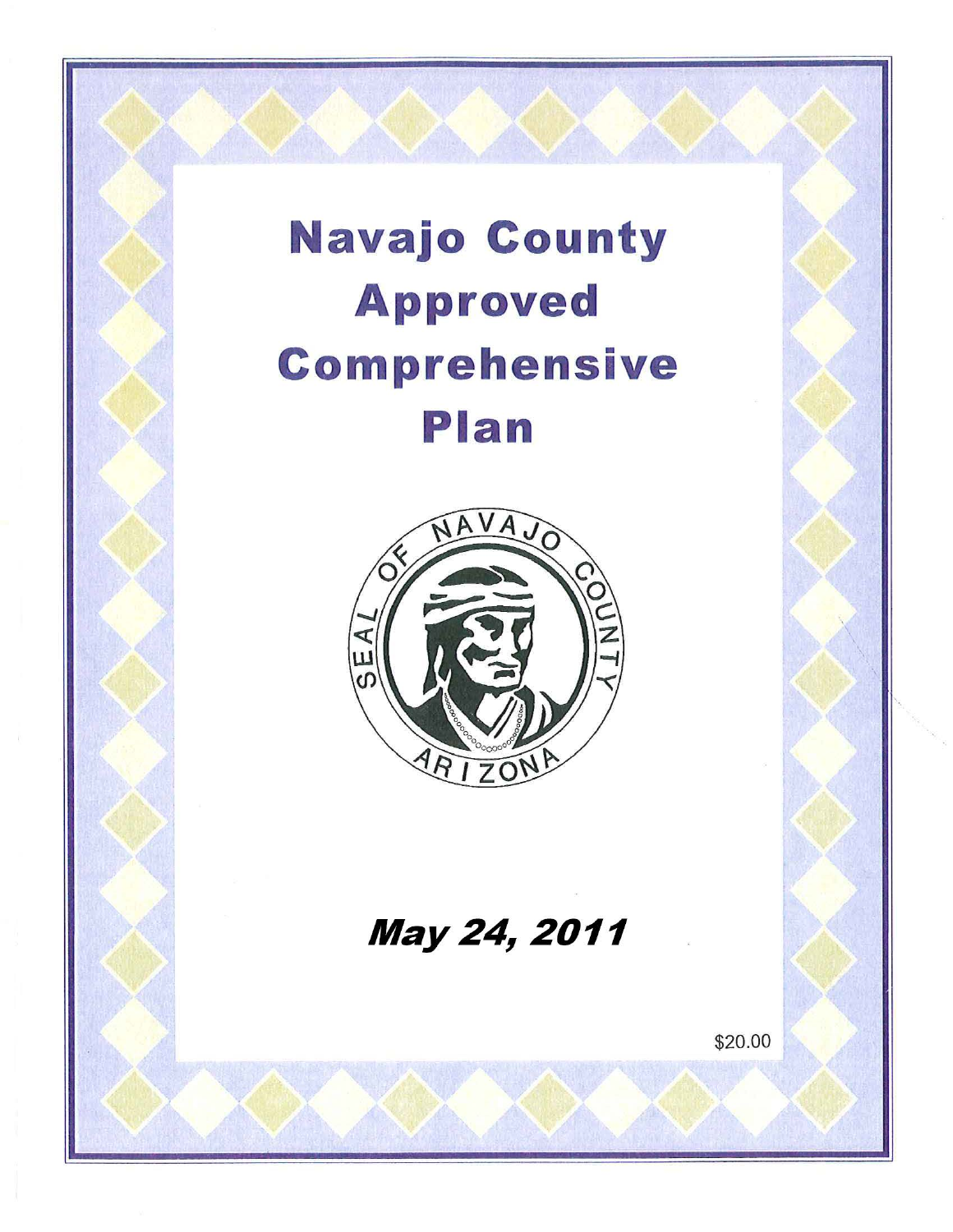# Navajo County Approved Comprehensive Plan

SEAL OF NAVAJO COUNTY ARIZONA

***May 24, 2011***

$20.00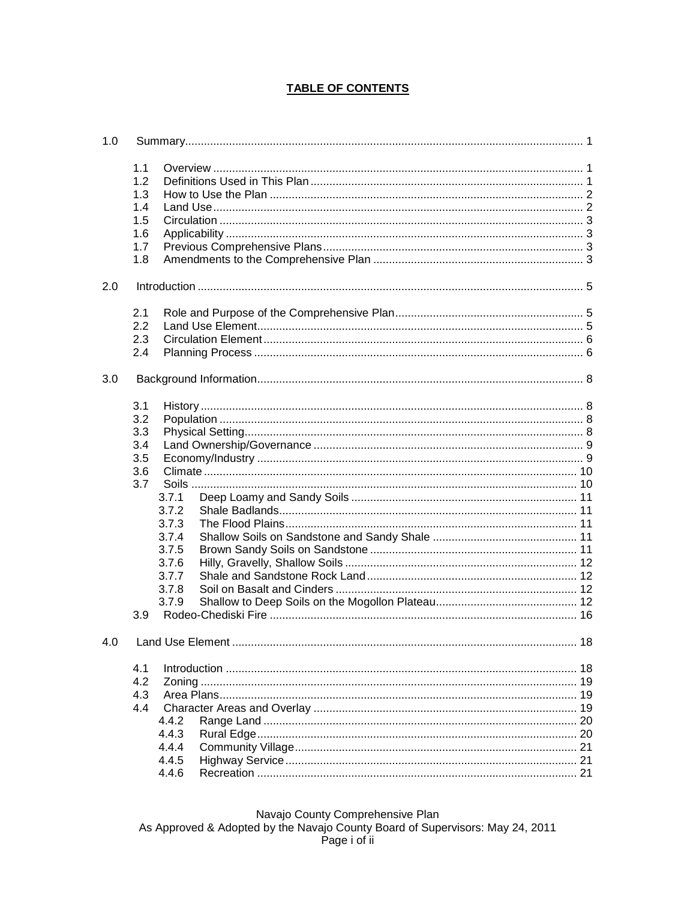# TABLE OF CONTENTS

1.0 Summary ........................................................................................................................ 1

- 1.1 Overview ........................................................................................................................ 1
- 1.2 Definitions Used in This Plan ........................................................................................ 1
- 1.3 How to Use the Plan ...................................................................................................... 2
- 1.4 Land Use ........................................................................................................................ 2
- 1.5 Circulation ...................................................................................................................... 3
- 1.6 Applicability .................................................................................................................... 3
- 1.7 Previous Comprehensive Plans ..................................................................................... 3
- 1.8 Amendments to the Comprehensive Plan ..................................................................... 3

2.0 Introduction .................................................................................................................... 5

- 2.1 Role and Purpose of the Comprehensive Plan .............................................................. 5
- 2.2 Land Use Element .......................................................................................................... 5
- 2.3 Circulation Element ........................................................................................................ 6
- 2.4 Planning Process ........................................................................................................... 6

3.0 Background Information ................................................................................................. 8

- 3.1 History ............................................................................................................................ 8
- 3.2 Population ...................................................................................................................... 8
- 3.3 Physical Setting .............................................................................................................. 8
- 3.4 Land Ownership/Governance ........................................................................................ 9
- 3.5 Economy/Industry .......................................................................................................... 9
- 3.6 Climate .......................................................................................................................... 10
- 3.7 Soils .............................................................................................................................. 10
  - 3.7.1 Deep Loamy and Sandy Soils ................................................................................ 11
  - 3.7.2 Shale Badlands ....................................................................................................... 11
  - 3.7.3 The Flood Plains ..................................................................................................... 11
  - 3.7.4 Shallow Soils on Sandstone and Sandy Shale ....................................................... 11
  - 3.7.5 Brown Sandy Soils on Sandstone .......................................................................... 11
  - 3.7.6 Hilly, Gravelly, Shallow Soils .................................................................................. 12
  - 3.7.7 Shale and Sandstone Rock Land ........................................................................... 12
  - 3.7.8 Soil on Basalt and Cinders ..................................................................................... 12
  - 3.7.9 Shallow to Deep Soils on the Mogollon Plateau ..................................................... 12
- 3.9 Rodeo-Chediski Fire ..................................................................................................... 16

4.0 Land Use Element ........................................................................................................ 18

- 4.1 Introduction .................................................................................................................. 18
- 4.2 Zoning ........................................................................................................................... 19
- 4.3 Area Plans .................................................................................................................... 19
- 4.4 Character Areas and Overlay ....................................................................................... 19
  - 4.4.2 Range Land ............................................................................................................ 20
  - 4.4.3 Rural Edge ............................................................................................................. 20
  - 4.4.4 Community Village .................................................................................................. 21
  - 4.4.5 Highway Service ..................................................................................................... 21
  - 4.4.6 Recreation .............................................................................................................. 21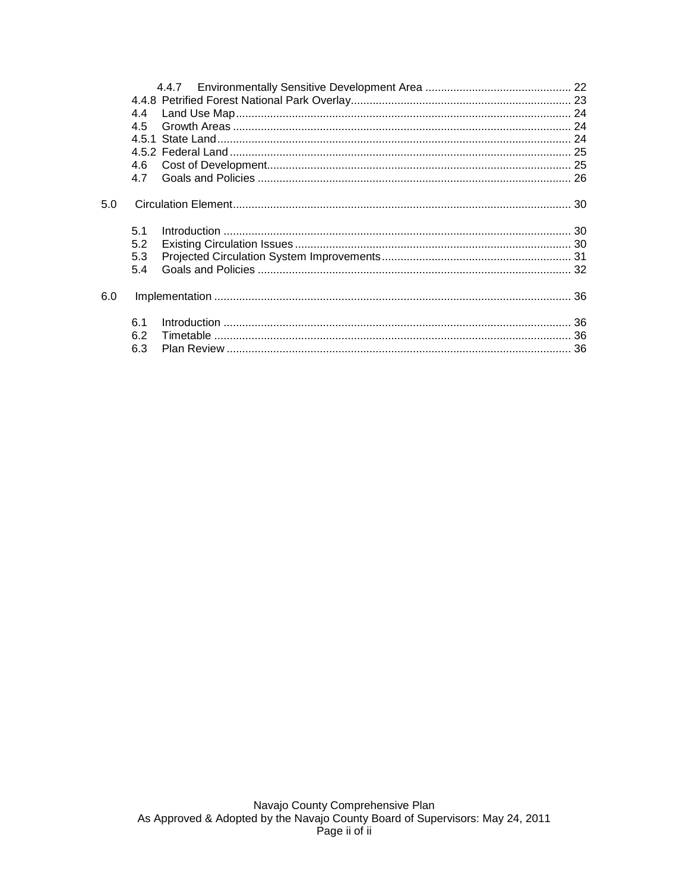4.4.7 Environmentally Sensitive Development Area .............................................. 22
4.4.8 Petrified Forest National Park Overlay...................................................................... 23
4.4 Land Use Map........................................................................................................... 24
4.5 Growth Areas ............................................................................................................ 24
4.5.1 State Land................................................................................................................. 24
4.5.2 Federal Land............................................................................................................. 25
4.6 Cost of Development................................................................................................. 25
4.7 Goals and Policies .................................................................................................... 26

5.0 Circulation Element............................................................................................................ 30

5.1 Introduction ............................................................................................................... 30
5.2 Existing Circulation Issues ........................................................................................ 30
5.3 Projected Circulation System Improvements............................................................ 31
5.4 Goals and Policies .................................................................................................... 32

6.0 Implementation .................................................................................................................. 36

6.1 Introduction ............................................................................................................... 36
6.2 Timetable .................................................................................................................. 36
6.3 Plan Review ............................................................................................................. 36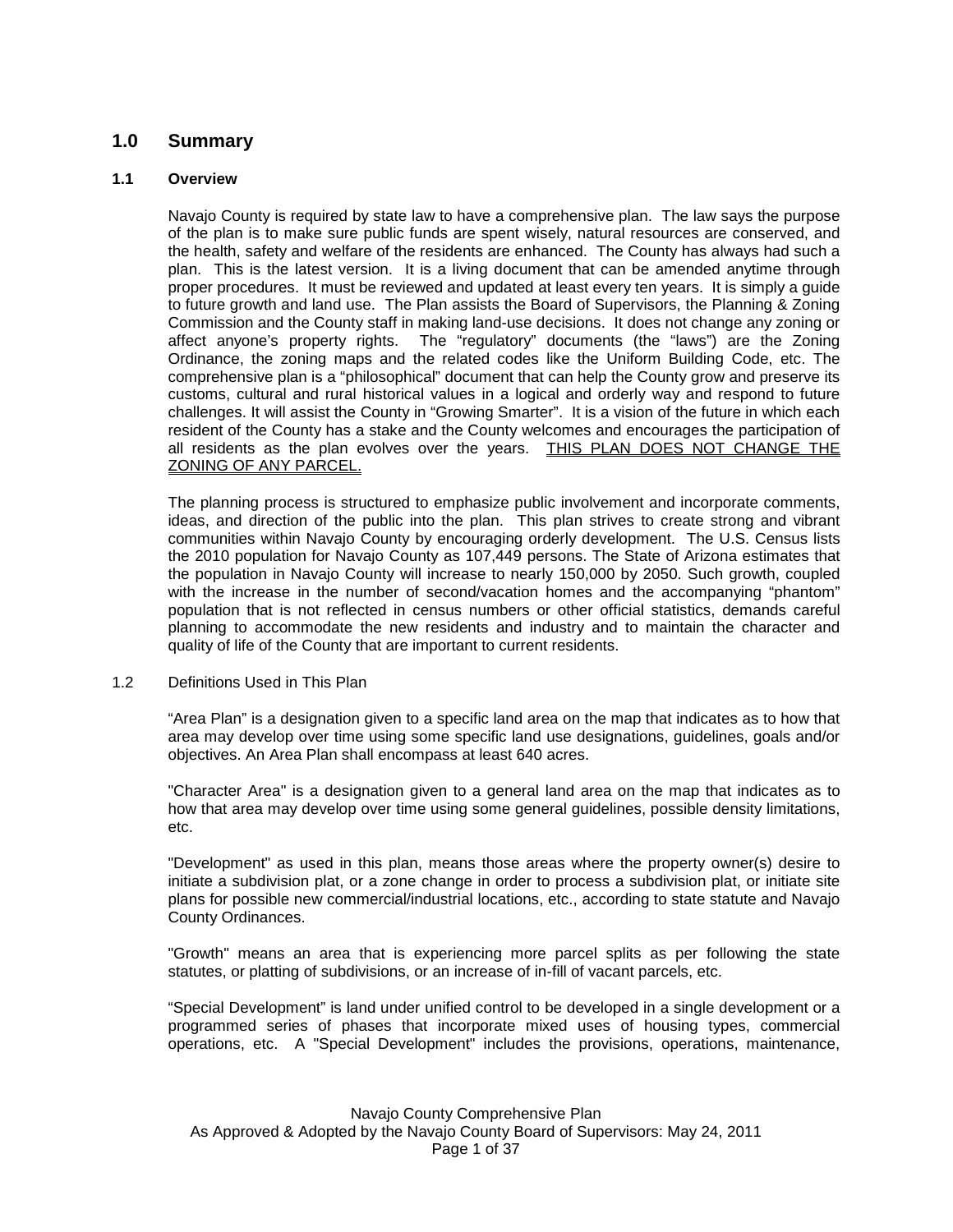# 1.0 Summary

## 1.1 Overview

Navajo County is required by state law to have a comprehensive plan. The law says the purpose of the plan is to make sure public funds are spent wisely, natural resources are conserved, and the health, safety and welfare of the residents are enhanced. The County has always had such a plan. This is the latest version. It is a living document that can be amended anytime through proper procedures. It must be reviewed and updated at least every ten years. It is simply a guide to future growth and land use. The Plan assists the Board of Supervisors, the Planning & Zoning Commission and the County staff in making land-use decisions. It does not change any zoning or affect anyone's property rights. The "regulatory" documents (the "laws") are the Zoning Ordinance, the zoning maps and the related codes like the Uniform Building Code, etc. The comprehensive plan is a "philosophical" document that can help the County grow and preserve its customs, cultural and rural historical values in a logical and orderly way and respond to future challenges. It will assist the County in "Growing Smarter". It is a vision of the future in which each resident of the County has a stake and the County welcomes and encourages the participation of all residents as the plan evolves over the years. <u>THIS PLAN DOES NOT CHANGE THE ZONING OF ANY PARCEL.</u>

The planning process is structured to emphasize public involvement and incorporate comments, ideas, and direction of the public into the plan. This plan strives to create strong and vibrant communities within Navajo County by encouraging orderly development. The U.S. Census lists the 2010 population for Navajo County as 107,449 persons. The State of Arizona estimates that the population in Navajo County will increase to nearly 150,000 by 2050. Such growth, coupled with the increase in the number of second/vacation homes and the accompanying "phantom" population that is not reflected in census numbers or other official statistics, demands careful planning to accommodate the new residents and industry and to maintain the character and quality of life of the County that are important to current residents.

## 1.2 Definitions Used in This Plan

"Area Plan" is a designation given to a specific land area on the map that indicates as to how that area may develop over time using some specific land use designations, guidelines, goals and/or objectives. An Area Plan shall encompass at least 640 acres.

"Character Area" is a designation given to a general land area on the map that indicates as to how that area may develop over time using some general guidelines, possible density limitations, etc.

"Development" as used in this plan, means those areas where the property owner(s) desire to initiate a subdivision plat, or a zone change in order to process a subdivision plat, or initiate site plans for possible new commercial/industrial locations, etc., according to state statute and Navajo County Ordinances.

"Growth" means an area that is experiencing more parcel splits as per following the state statutes, or platting of subdivisions, or an increase of in-fill of vacant parcels, etc.

"Special Development" is land under unified control to be developed in a single development or a programmed series of phases that incorporate mixed uses of housing types, commercial operations, etc. A "Special Development" includes the provisions, operations, maintenance,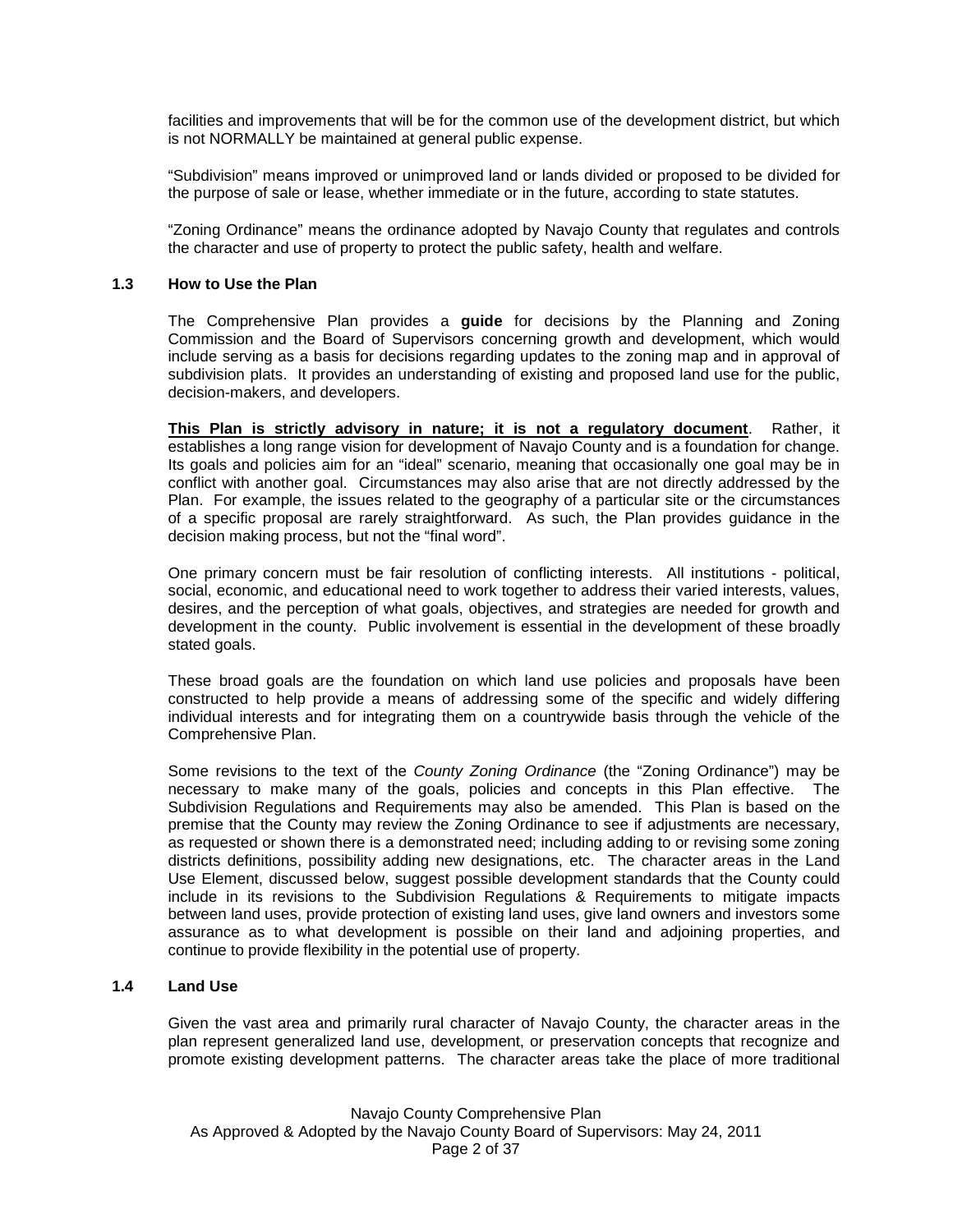facilities and improvements that will be for the common use of the development district, but which is not NORMALLY be maintained at general public expense.

"Subdivision" means improved or unimproved land or lands divided or proposed to be divided for the purpose of sale or lease, whether immediate or in the future, according to state statutes.

"Zoning Ordinance" means the ordinance adopted by Navajo County that regulates and controls the character and use of property to protect the public safety, health and welfare.

### 1.3 How to Use the Plan

The Comprehensive Plan provides a **guide** for decisions by the Planning and Zoning Commission and the Board of Supervisors concerning growth and development, which would include serving as a basis for decisions regarding updates to the zoning map and in approval of subdivision plats. It provides an understanding of existing and proposed land use for the public, decision-makers, and developers.

**This Plan is strictly advisory in nature; it is not a regulatory document**. Rather, it establishes a long range vision for development of Navajo County and is a foundation for change. Its goals and policies aim for an "ideal" scenario, meaning that occasionally one goal may be in conflict with another goal. Circumstances may also arise that are not directly addressed by the Plan. For example, the issues related to the geography of a particular site or the circumstances of a specific proposal are rarely straightforward. As such, the Plan provides guidance in the decision making process, but not the "final word".

One primary concern must be fair resolution of conflicting interests. All institutions - political, social, economic, and educational need to work together to address their varied interests, values, desires, and the perception of what goals, objectives, and strategies are needed for growth and development in the county. Public involvement is essential in the development of these broadly stated goals.

These broad goals are the foundation on which land use policies and proposals have been constructed to help provide a means of addressing some of the specific and widely differing individual interests and for integrating them on a countrywide basis through the vehicle of the Comprehensive Plan.

Some revisions to the text of the *County Zoning Ordinance* (the "Zoning Ordinance") may be necessary to make many of the goals, policies and concepts in this Plan effective. The Subdivision Regulations and Requirements may also be amended. This Plan is based on the premise that the County may review the Zoning Ordinance to see if adjustments are necessary, as requested or shown there is a demonstrated need; including adding to or revising some zoning districts definitions, possibility adding new designations, etc. The character areas in the Land Use Element, discussed below, suggest possible development standards that the County could include in its revisions to the Subdivision Regulations & Requirements to mitigate impacts between land uses, provide protection of existing land uses, give land owners and investors some assurance as to what development is possible on their land and adjoining properties, and continue to provide flexibility in the potential use of property.

### 1.4 Land Use

Given the vast area and primarily rural character of Navajo County, the character areas in the plan represent generalized land use, development, or preservation concepts that recognize and promote existing development patterns. The character areas take the place of more traditional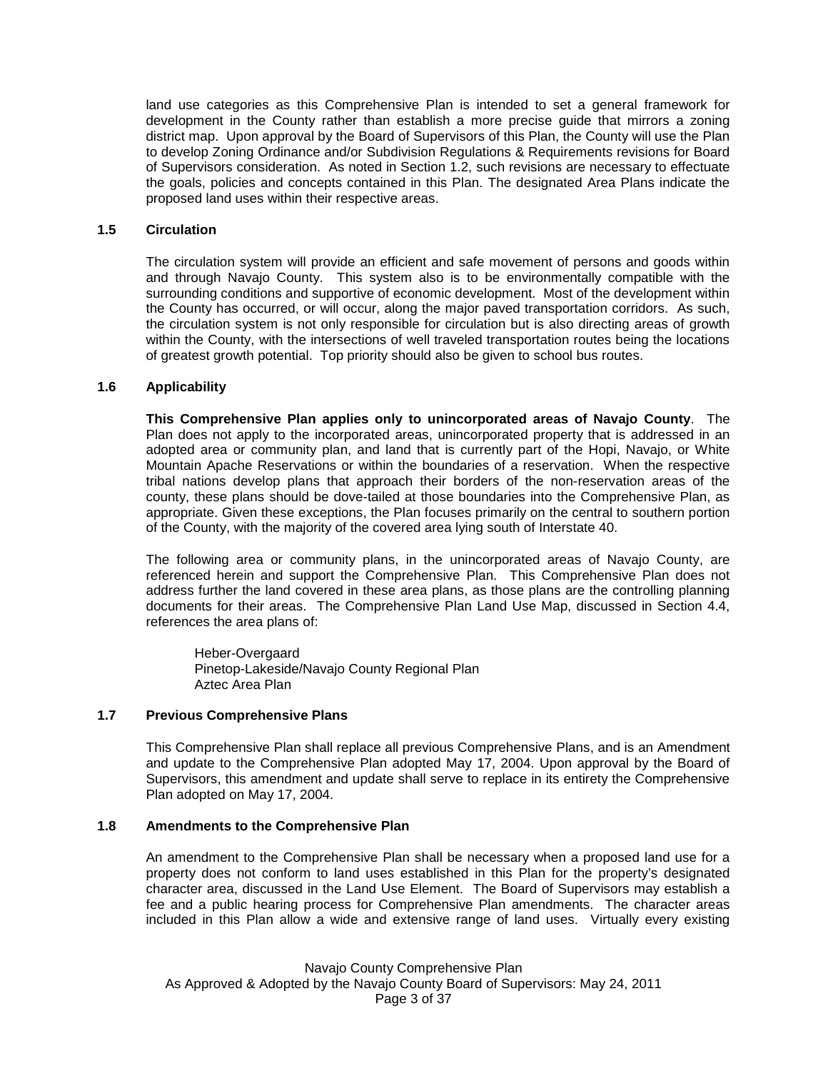land use categories as this Comprehensive Plan is intended to set a general framework for development in the County rather than establish a more precise guide that mirrors a zoning district map. Upon approval by the Board of Supervisors of this Plan, the County will use the Plan to develop Zoning Ordinance and/or Subdivision Regulations & Requirements revisions for Board of Supervisors consideration. As noted in Section 1.2, such revisions are necessary to effectuate the goals, policies and concepts contained in this Plan. The designated Area Plans indicate the proposed land uses within their respective areas.

### 1.5 Circulation

The circulation system will provide an efficient and safe movement of persons and goods within and through Navajo County. This system also is to be environmentally compatible with the surrounding conditions and supportive of economic development. Most of the development within the County has occurred, or will occur, along the major paved transportation corridors. As such, the circulation system is not only responsible for circulation but is also directing areas of growth within the County, with the intersections of well traveled transportation routes being the locations of greatest growth potential. Top priority should also be given to school bus routes.

### 1.6 Applicability

**This Comprehensive Plan applies only to unincorporated areas of Navajo County**. The Plan does not apply to the incorporated areas, unincorporated property that is addressed in an adopted area or community plan, and land that is currently part of the Hopi, Navajo, or White Mountain Apache Reservations or within the boundaries of a reservation. When the respective tribal nations develop plans that approach their borders of the non-reservation areas of the county, these plans should be dove-tailed at those boundaries into the Comprehensive Plan, as appropriate. Given these exceptions, the Plan focuses primarily on the central to southern portion of the County, with the majority of the covered area lying south of Interstate 40.

The following area or community plans, in the unincorporated areas of Navajo County, are referenced herein and support the Comprehensive Plan. This Comprehensive Plan does not address further the land covered in these area plans, as those plans are the controlling planning documents for their areas. The Comprehensive Plan Land Use Map, discussed in Section 4.4, references the area plans of:

Heber-Overgaard
Pinetop-Lakeside/Navajo County Regional Plan
Aztec Area Plan

### 1.7 Previous Comprehensive Plans

This Comprehensive Plan shall replace all previous Comprehensive Plans, and is an Amendment and update to the Comprehensive Plan adopted May 17, 2004. Upon approval by the Board of Supervisors, this amendment and update shall serve to replace in its entirety the Comprehensive Plan adopted on May 17, 2004.

### 1.8 Amendments to the Comprehensive Plan

An amendment to the Comprehensive Plan shall be necessary when a proposed land use for a property does not conform to land uses established in this Plan for the property's designated character area, discussed in the Land Use Element. The Board of Supervisors may establish a fee and a public hearing process for Comprehensive Plan amendments. The character areas included in this Plan allow a wide and extensive range of land uses. Virtually every existing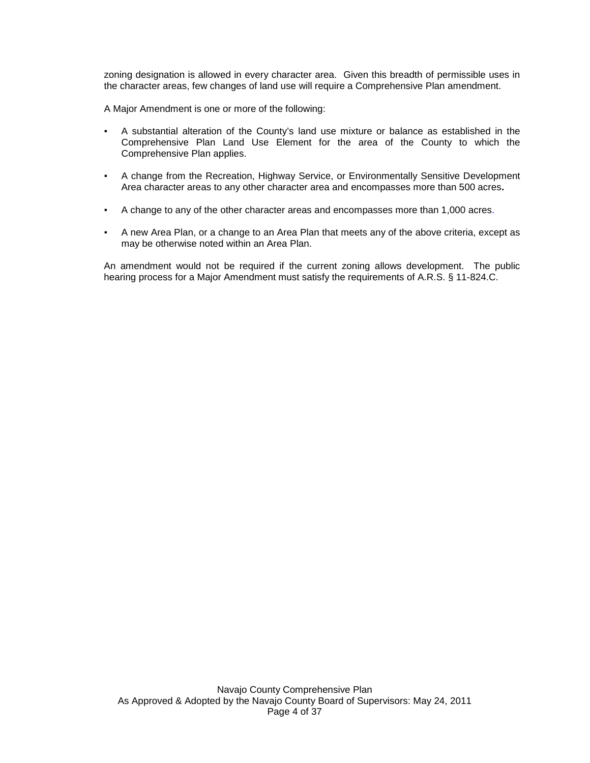zoning designation is allowed in every character area. Given this breadth of permissible uses in the character areas, few changes of land use will require a Comprehensive Plan amendment.

A Major Amendment is one or more of the following:

- A substantial alteration of the County's land use mixture or balance as established in the Comprehensive Plan Land Use Element for the area of the County to which the Comprehensive Plan applies.
- A change from the Recreation, Highway Service, or Environmentally Sensitive Development Area character areas to any other character area and encompasses more than 500 acres.
- A change to any of the other character areas and encompasses more than 1,000 acres.
- A new Area Plan, or a change to an Area Plan that meets any of the above criteria, except as may be otherwise noted within an Area Plan.

An amendment would not be required if the current zoning allows development. The public hearing process for a Major Amendment must satisfy the requirements of A.R.S. § 11-824.C.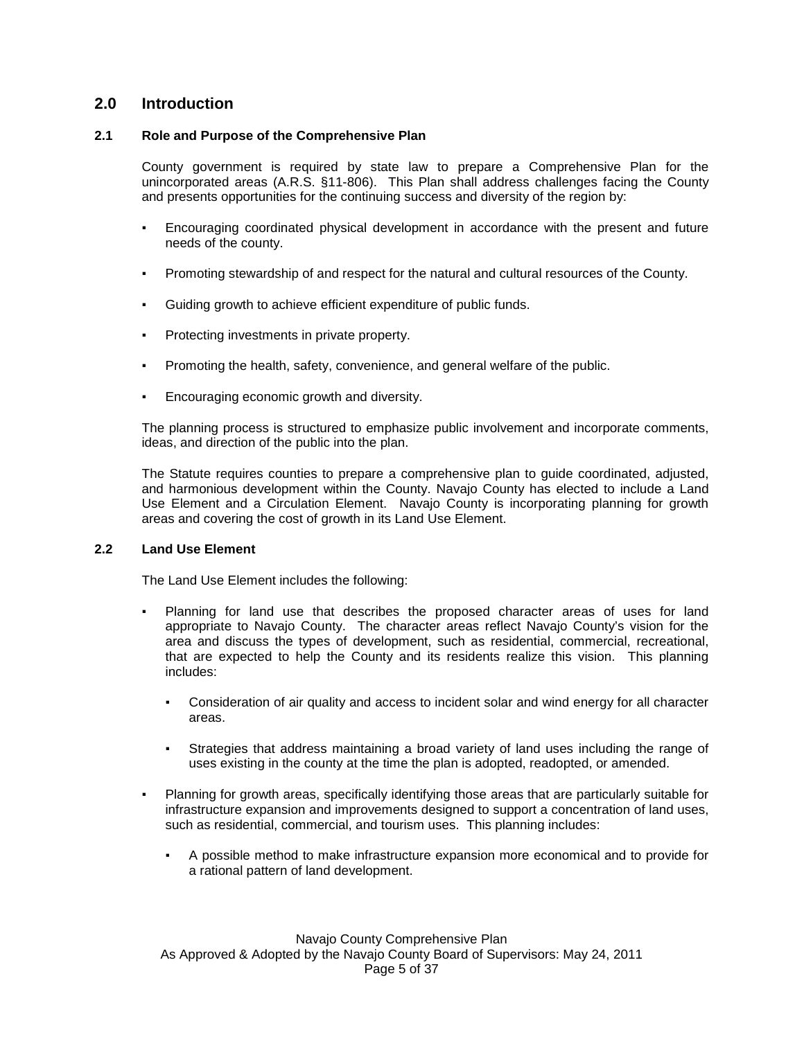## 2.0 Introduction

### 2.1 Role and Purpose of the Comprehensive Plan

County government is required by state law to prepare a Comprehensive Plan for the unincorporated areas (A.R.S. §11-806). This Plan shall address challenges facing the County and presents opportunities for the continuing success and diversity of the region by:

- Encouraging coordinated physical development in accordance with the present and future needs of the county.
- Promoting stewardship of and respect for the natural and cultural resources of the County.
- Guiding growth to achieve efficient expenditure of public funds.
- Protecting investments in private property.
- Promoting the health, safety, convenience, and general welfare of the public.
- Encouraging economic growth and diversity.

The planning process is structured to emphasize public involvement and incorporate comments, ideas, and direction of the public into the plan.

The Statute requires counties to prepare a comprehensive plan to guide coordinated, adjusted, and harmonious development within the County. Navajo County has elected to include a Land Use Element and a Circulation Element. Navajo County is incorporating planning for growth areas and covering the cost of growth in its Land Use Element.

### 2.2 Land Use Element

The Land Use Element includes the following:

- Planning for land use that describes the proposed character areas of uses for land appropriate to Navajo County. The character areas reflect Navajo County's vision for the area and discuss the types of development, such as residential, commercial, recreational, that are expected to help the County and its residents realize this vision. This planning includes:
  - Consideration of air quality and access to incident solar and wind energy for all character areas.
  - Strategies that address maintaining a broad variety of land uses including the range of uses existing in the county at the time the plan is adopted, readopted, or amended.
- Planning for growth areas, specifically identifying those areas that are particularly suitable for infrastructure expansion and improvements designed to support a concentration of land uses, such as residential, commercial, and tourism uses. This planning includes:
  - A possible method to make infrastructure expansion more economical and to provide for a rational pattern of land development.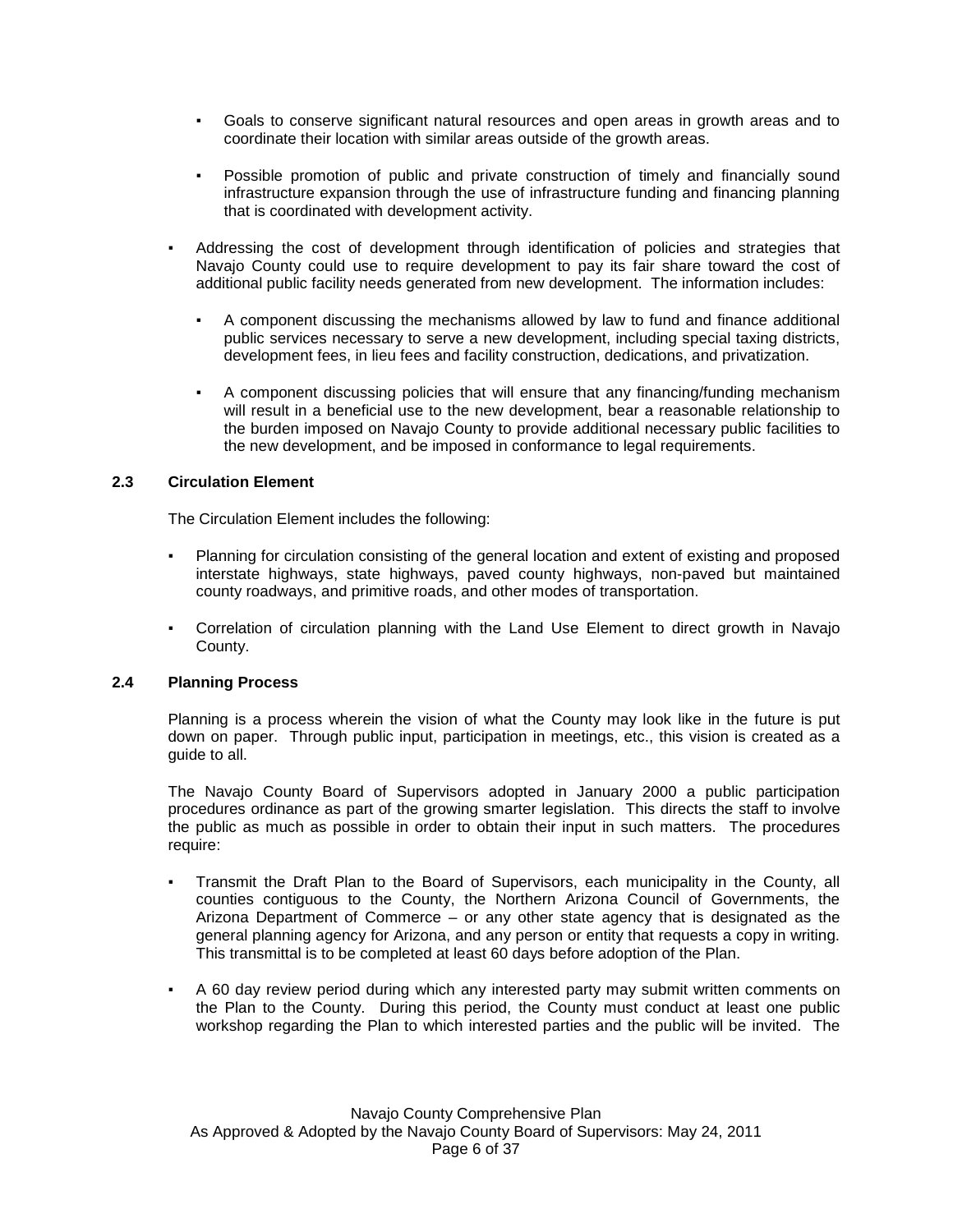- Goals to conserve significant natural resources and open areas in growth areas and to coordinate their location with similar areas outside of the growth areas.

    - Possible promotion of public and private construction of timely and financially sound infrastructure expansion through the use of infrastructure funding and financing planning that is coordinated with development activity.

- Addressing the cost of development through identification of policies and strategies that Navajo County could use to require development to pay its fair share toward the cost of additional public facility needs generated from new development. The information includes:

    - A component discussing the mechanisms allowed by law to fund and finance additional public services necessary to serve a new development, including special taxing districts, development fees, in lieu fees and facility construction, dedications, and privatization.

    - A component discussing policies that will ensure that any financing/funding mechanism will result in a beneficial use to the new development, bear a reasonable relationship to the burden imposed on Navajo County to provide additional necessary public facilities to the new development, and be imposed in conformance to legal requirements.

### 2.3 Circulation Element

The Circulation Element includes the following:

- Planning for circulation consisting of the general location and extent of existing and proposed interstate highways, state highways, paved county highways, non-paved but maintained county roadways, and primitive roads, and other modes of transportation.

- Correlation of circulation planning with the Land Use Element to direct growth in Navajo County.

### 2.4 Planning Process

Planning is a process wherein the vision of what the County may look like in the future is put down on paper. Through public input, participation in meetings, etc., this vision is created as a guide to all.

The Navajo County Board of Supervisors adopted in January 2000 a public participation procedures ordinance as part of the growing smarter legislation. This directs the staff to involve the public as much as possible in order to obtain their input in such matters. The procedures require:

- Transmit the Draft Plan to the Board of Supervisors, each municipality in the County, all counties contiguous to the County, the Northern Arizona Council of Governments, the Arizona Department of Commerce – or any other state agency that is designated as the general planning agency for Arizona, and any person or entity that requests a copy in writing. This transmittal is to be completed at least 60 days before adoption of the Plan.

- A 60 day review period during which any interested party may submit written comments on the Plan to the County. During this period, the County must conduct at least one public workshop regarding the Plan to which interested parties and the public will be invited. The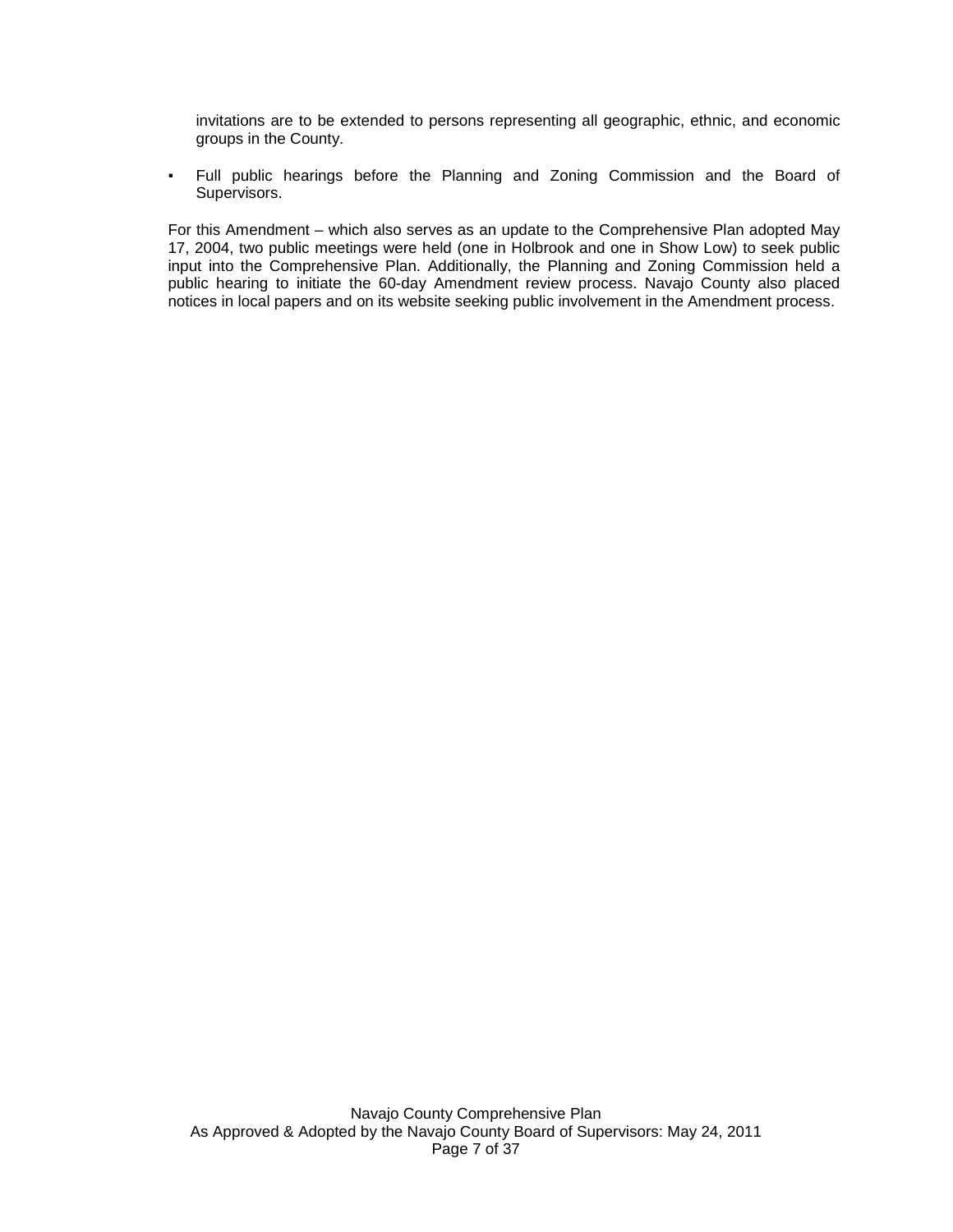invitations are to be extended to persons representing all geographic, ethnic, and economic groups in the County.

- Full public hearings before the Planning and Zoning Commission and the Board of Supervisors.

For this Amendment – which also serves as an update to the Comprehensive Plan adopted May 17, 2004, two public meetings were held (one in Holbrook and one in Show Low) to seek public input into the Comprehensive Plan. Additionally, the Planning and Zoning Commission held a public hearing to initiate the 60-day Amendment review process. Navajo County also placed notices in local papers and on its website seeking public involvement in the Amendment process.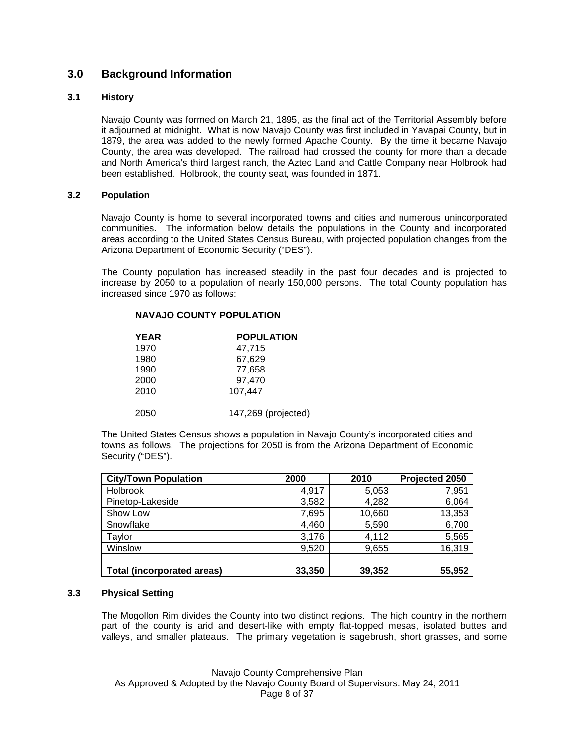## 3.0 Background Information

### 3.1 History

Navajo County was formed on March 21, 1895, as the final act of the Territorial Assembly before it adjourned at midnight. What is now Navajo County was first included in Yavapai County, but in 1879, the area was added to the newly formed Apache County. By the time it became Navajo County, the area was developed. The railroad had crossed the county for more than a decade and North America's third largest ranch, the Aztec Land and Cattle Company near Holbrook had been established. Holbrook, the county seat, was founded in 1871.

### 3.2 Population

Navajo County is home to several incorporated towns and cities and numerous unincorporated communities. The information below details the populations in the County and incorporated areas according to the United States Census Bureau, with projected population changes from the Arizona Department of Economic Security ("DES").

The County population has increased steadily in the past four decades and is projected to increase by 2050 to a population of nearly 150,000 persons. The total County population has increased since 1970 as follows:

**NAVAJO COUNTY POPULATION**

| YEAR | POPULATION |
|---|---|
| 1970 | 47,715 |
| 1980 | 67,629 |
| 1990 | 77,658 |
| 2000 | 97,470 |
| 2010 | 107,447 |
| 2050 | 147,269 (projected) |

The United States Census shows a population in Navajo County's incorporated cities and towns as follows. The projections for 2050 is from the Arizona Department of Economic Security ("DES").

| City/Town Population | 2000 | 2010 | Projected 2050 |
|---|---|---|---|
| Holbrook | 4,917 | 5,053 | 7,951 |
| Pinetop-Lakeside | 3,582 | 4,282 | 6,064 |
| Show Low | 7,695 | 10,660 | 13,353 |
| Snowflake | 4,460 | 5,590 | 6,700 |
| Taylor | 3,176 | 4,112 | 5,565 |
| Winslow | 9,520 | 9,655 | 16,319 |
| | | | |
| **Total (incorporated areas)** | **33,350** | **39,352** | **55,952** |

### 3.3 Physical Setting

The Mogollon Rim divides the County into two distinct regions. The high country in the northern part of the county is arid and desert-like with empty flat-topped mesas, isolated buttes and valleys, and smaller plateaus. The primary vegetation is sagebrush, short grasses, and some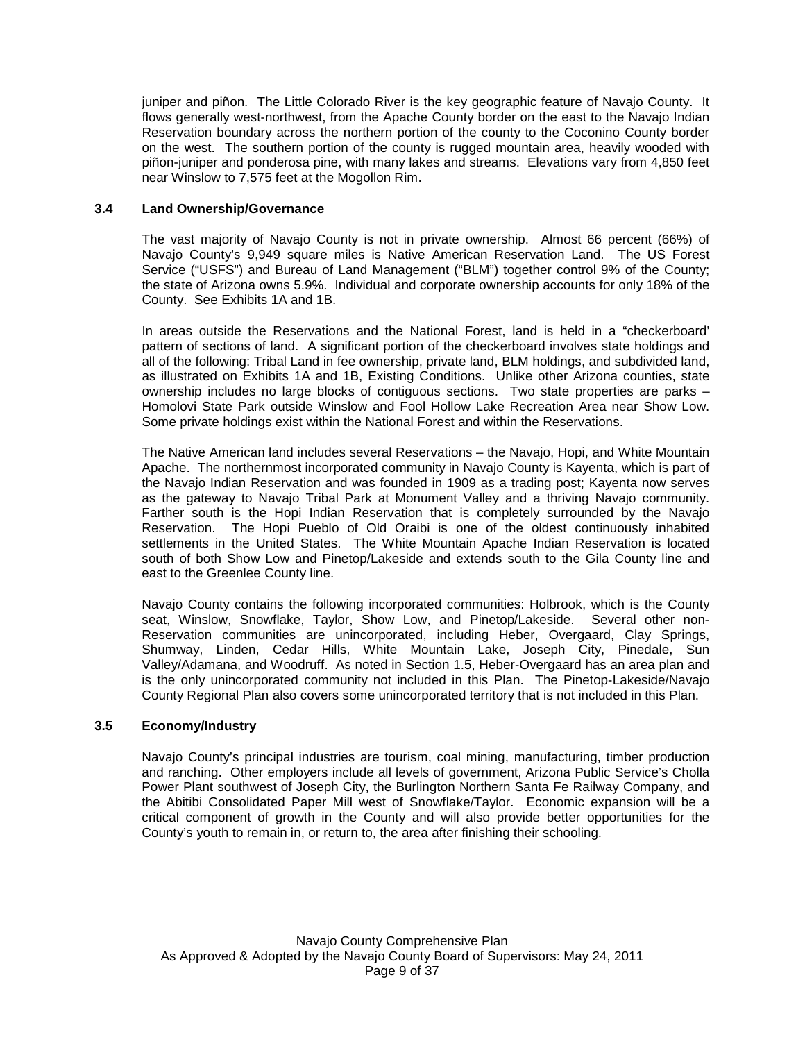juniper and piñon. The Little Colorado River is the key geographic feature of Navajo County. It flows generally west-northwest, from the Apache County border on the east to the Navajo Indian Reservation boundary across the northern portion of the county to the Coconino County border on the west. The southern portion of the county is rugged mountain area, heavily wooded with piñon-juniper and ponderosa pine, with many lakes and streams. Elevations vary from 4,850 feet near Winslow to 7,575 feet at the Mogollon Rim.

### 3.4 Land Ownership/Governance

The vast majority of Navajo County is not in private ownership. Almost 66 percent (66%) of Navajo County's 9,949 square miles is Native American Reservation Land. The US Forest Service ("USFS") and Bureau of Land Management ("BLM") together control 9% of the County; the state of Arizona owns 5.9%. Individual and corporate ownership accounts for only 18% of the County. See Exhibits 1A and 1B.

In areas outside the Reservations and the National Forest, land is held in a "checkerboard' pattern of sections of land. A significant portion of the checkerboard involves state holdings and all of the following: Tribal Land in fee ownership, private land, BLM holdings, and subdivided land, as illustrated on Exhibits 1A and 1B, Existing Conditions. Unlike other Arizona counties, state ownership includes no large blocks of contiguous sections. Two state properties are parks – Homolovi State Park outside Winslow and Fool Hollow Lake Recreation Area near Show Low. Some private holdings exist within the National Forest and within the Reservations.

The Native American land includes several Reservations – the Navajo, Hopi, and White Mountain Apache. The northernmost incorporated community in Navajo County is Kayenta, which is part of the Navajo Indian Reservation and was founded in 1909 as a trading post; Kayenta now serves as the gateway to Navajo Tribal Park at Monument Valley and a thriving Navajo community. Farther south is the Hopi Indian Reservation that is completely surrounded by the Navajo Reservation. The Hopi Pueblo of Old Oraibi is one of the oldest continuously inhabited settlements in the United States. The White Mountain Apache Indian Reservation is located south of both Show Low and Pinetop/Lakeside and extends south to the Gila County line and east to the Greenlee County line.

Navajo County contains the following incorporated communities: Holbrook, which is the County seat, Winslow, Snowflake, Taylor, Show Low, and Pinetop/Lakeside. Several other non-Reservation communities are unincorporated, including Heber, Overgaard, Clay Springs, Shumway, Linden, Cedar Hills, White Mountain Lake, Joseph City, Pinedale, Sun Valley/Adamana, and Woodruff. As noted in Section 1.5, Heber-Overgaard has an area plan and is the only unincorporated community not included in this Plan. The Pinetop-Lakeside/Navajo County Regional Plan also covers some unincorporated territory that is not included in this Plan.

### 3.5 Economy/Industry

Navajo County's principal industries are tourism, coal mining, manufacturing, timber production and ranching. Other employers include all levels of government, Arizona Public Service's Cholla Power Plant southwest of Joseph City, the Burlington Northern Santa Fe Railway Company, and the Abitibi Consolidated Paper Mill west of Snowflake/Taylor. Economic expansion will be a critical component of growth in the County and will also provide better opportunities for the County's youth to remain in, or return to, the area after finishing their schooling.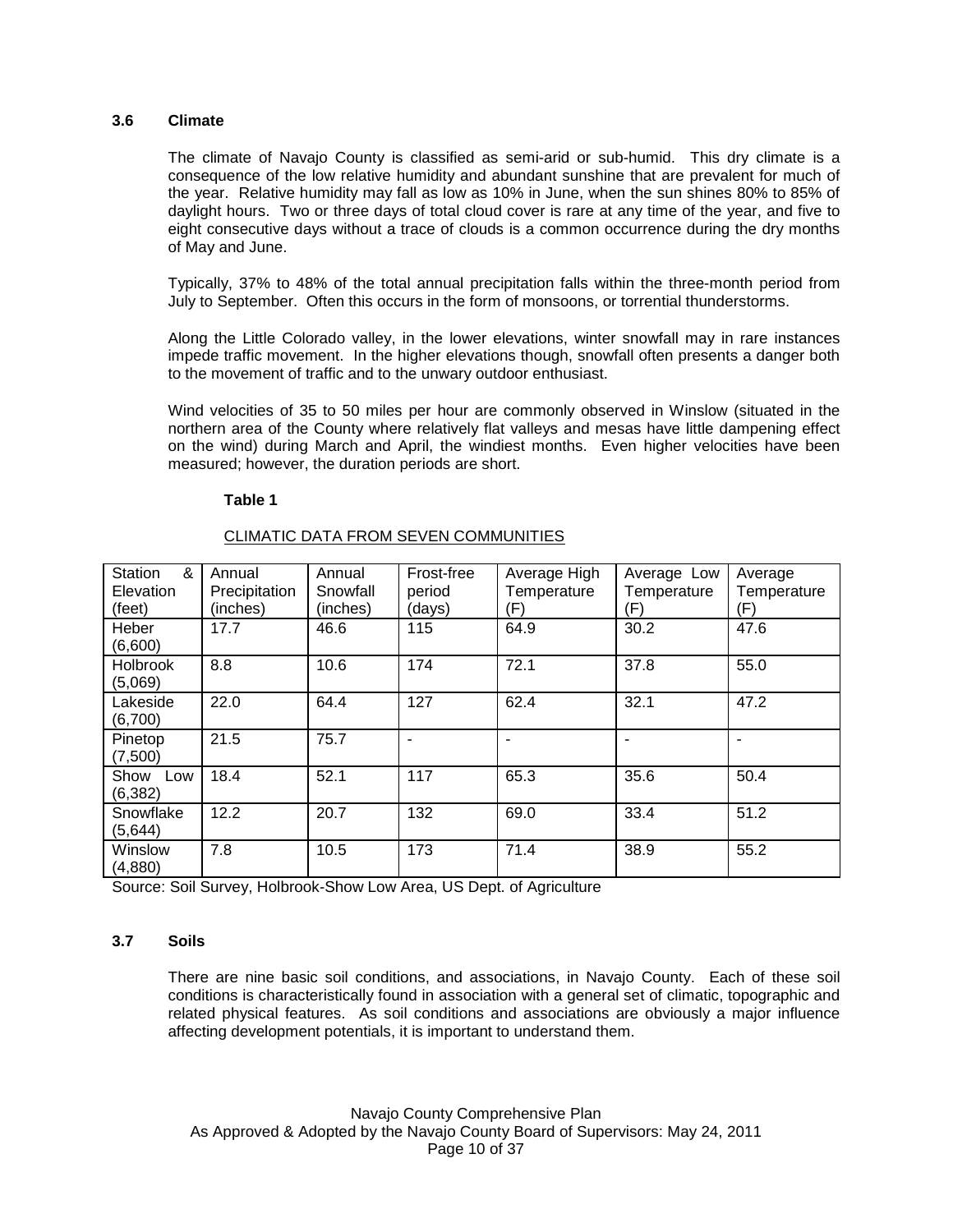### 3.6 Climate

The climate of Navajo County is classified as semi-arid or sub-humid. This dry climate is a consequence of the low relative humidity and abundant sunshine that are prevalent for much of the year. Relative humidity may fall as low as 10% in June, when the sun shines 80% to 85% of daylight hours. Two or three days of total cloud cover is rare at any time of the year, and five to eight consecutive days without a trace of clouds is a common occurrence during the dry months of May and June.

Typically, 37% to 48% of the total annual precipitation falls within the three-month period from July to September. Often this occurs in the form of monsoons, or torrential thunderstorms.

Along the Little Colorado valley, in the lower elevations, winter snowfall may in rare instances impede traffic movement. In the higher elevations though, snowfall often presents a danger both to the movement of traffic and to the unwary outdoor enthusiast.

Wind velocities of 35 to 50 miles per hour are commonly observed in Winslow (situated in the northern area of the County where relatively flat valleys and mesas have little dampening effect on the wind) during March and April, the windiest months. Even higher velocities have been measured; however, the duration periods are short.

**Table 1**

CLIMATIC DATA FROM SEVEN COMMUNITIES

| Station & Elevation (feet) | Annual Precipitation (inches) | Annual Snowfall (inches) | Frost-free period (days) | Average High Temperature (F) | Average Low Temperature (F) | Average Temperature (F) |
|---|---|---|---|---|---|---|
| Heber (6,600) | 17.7 | 46.6 | 115 | 64.9 | 30.2 | 47.6 |
| Holbrook (5,069) | 8.8 | 10.6 | 174 | 72.1 | 37.8 | 55.0 |
| Lakeside (6,700) | 22.0 | 64.4 | 127 | 62.4 | 32.1 | 47.2 |
| Pinetop (7,500) | 21.5 | 75.7 | - | - | - | - |
| Show Low (6,382) | 18.4 | 52.1 | 117 | 65.3 | 35.6 | 50.4 |
| Snowflake (5,644) | 12.2 | 20.7 | 132 | 69.0 | 33.4 | 51.2 |
| Winslow (4,880) | 7.8 | 10.5 | 173 | 71.4 | 38.9 | 55.2 |

Source: Soil Survey, Holbrook-Show Low Area, US Dept. of Agriculture

### 3.7 Soils

There are nine basic soil conditions, and associations, in Navajo County. Each of these soil conditions is characteristically found in association with a general set of climatic, topographic and related physical features. As soil conditions and associations are obviously a major influence affecting development potentials, it is important to understand them.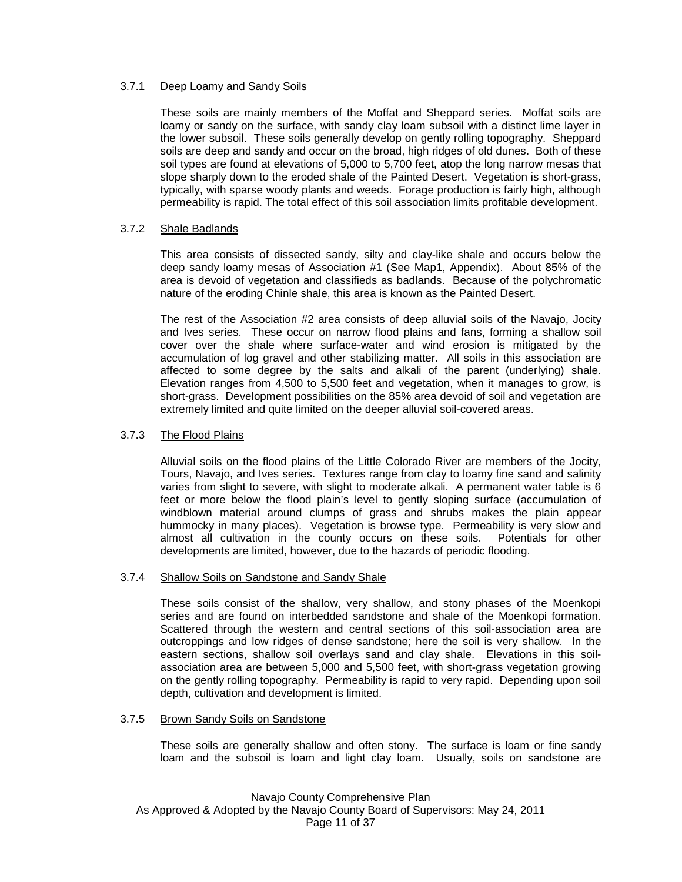### 3.7.1 Deep Loamy and Sandy Soils

These soils are mainly members of the Moffat and Sheppard series. Moffat soils are loamy or sandy on the surface, with sandy clay loam subsoil with a distinct lime layer in the lower subsoil. These soils generally develop on gently rolling topography. Sheppard soils are deep and sandy and occur on the broad, high ridges of old dunes. Both of these soil types are found at elevations of 5,000 to 5,700 feet, atop the long narrow mesas that slope sharply down to the eroded shale of the Painted Desert. Vegetation is short-grass, typically, with sparse woody plants and weeds. Forage production is fairly high, although permeability is rapid. The total effect of this soil association limits profitable development.

### 3.7.2 Shale Badlands

This area consists of dissected sandy, silty and clay-like shale and occurs below the deep sandy loamy mesas of Association #1 (See Map1, Appendix). About 85% of the area is devoid of vegetation and classifieds as badlands. Because of the polychromatic nature of the eroding Chinle shale, this area is known as the Painted Desert.

The rest of the Association #2 area consists of deep alluvial soils of the Navajo, Jocity and Ives series. These occur on narrow flood plains and fans, forming a shallow soil cover over the shale where surface-water and wind erosion is mitigated by the accumulation of log gravel and other stabilizing matter. All soils in this association are affected to some degree by the salts and alkali of the parent (underlying) shale. Elevation ranges from 4,500 to 5,500 feet and vegetation, when it manages to grow, is short-grass. Development possibilities on the 85% area devoid of soil and vegetation are extremely limited and quite limited on the deeper alluvial soil-covered areas.

### 3.7.3 The Flood Plains

Alluvial soils on the flood plains of the Little Colorado River are members of the Jocity, Tours, Navajo, and Ives series. Textures range from clay to loamy fine sand and salinity varies from slight to severe, with slight to moderate alkali. A permanent water table is 6 feet or more below the flood plain's level to gently sloping surface (accumulation of windblown material around clumps of grass and shrubs makes the plain appear hummocky in many places). Vegetation is browse type. Permeability is very slow and almost all cultivation in the county occurs on these soils. Potentials for other developments are limited, however, due to the hazards of periodic flooding.

### 3.7.4 Shallow Soils on Sandstone and Sandy Shale

These soils consist of the shallow, very shallow, and stony phases of the Moenkopi series and are found on interbedded sandstone and shale of the Moenkopi formation. Scattered through the western and central sections of this soil-association area are outcroppings and low ridges of dense sandstone; here the soil is very shallow. In the eastern sections, shallow soil overlays sand and clay shale. Elevations in this soil-association area are between 5,000 and 5,500 feet, with short-grass vegetation growing on the gently rolling topography. Permeability is rapid to very rapid. Depending upon soil depth, cultivation and development is limited.

### 3.7.5 Brown Sandy Soils on Sandstone

These soils are generally shallow and often stony. The surface is loam or fine sandy loam and the subsoil is loam and light clay loam. Usually, soils on sandstone are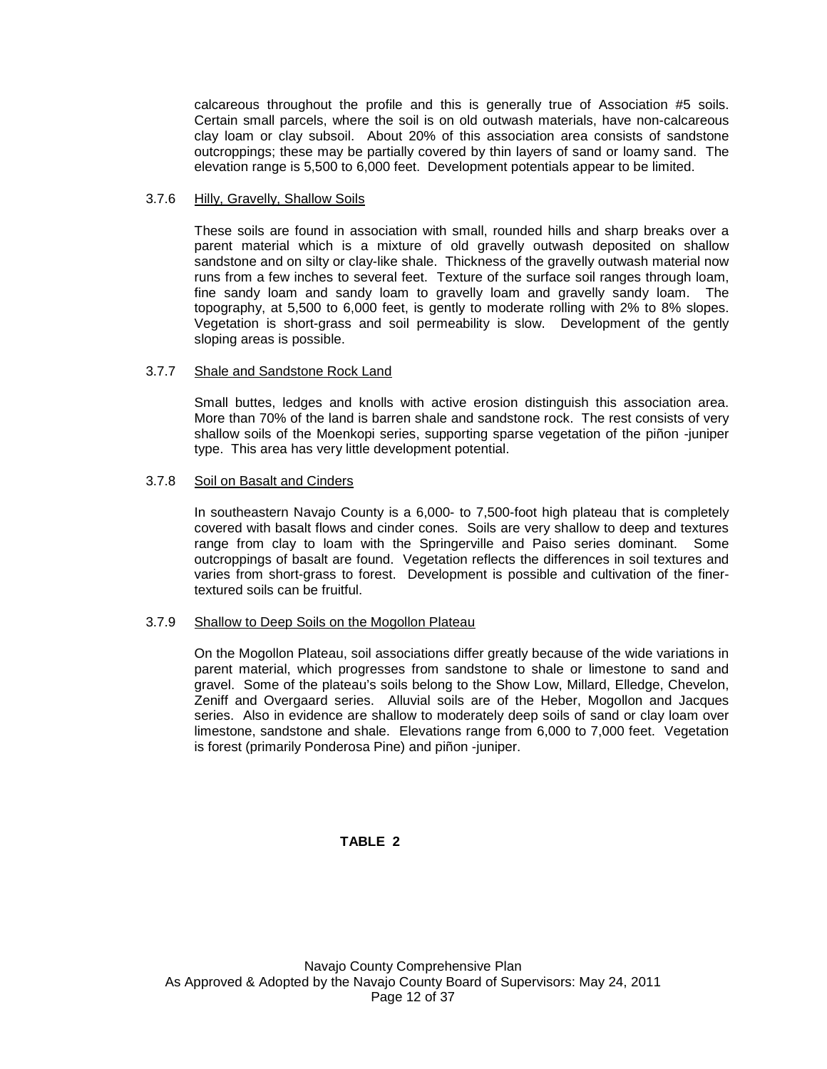calcareous throughout the profile and this is generally true of Association #5 soils. Certain small parcels, where the soil is on old outwash materials, have non-calcareous clay loam or clay subsoil. About 20% of this association area consists of sandstone outcroppings; these may be partially covered by thin layers of sand or loamy sand. The elevation range is 5,500 to 6,000 feet. Development potentials appear to be limited.

### 3.7.6 Hilly, Gravelly, Shallow Soils

These soils are found in association with small, rounded hills and sharp breaks over a parent material which is a mixture of old gravelly outwash deposited on shallow sandstone and on silty or clay-like shale. Thickness of the gravelly outwash material now runs from a few inches to several feet. Texture of the surface soil ranges through loam, fine sandy loam and sandy loam to gravelly loam and gravelly sandy loam. The topography, at 5,500 to 6,000 feet, is gently to moderate rolling with 2% to 8% slopes. Vegetation is short-grass and soil permeability is slow. Development of the gently sloping areas is possible.

### 3.7.7 Shale and Sandstone Rock Land

Small buttes, ledges and knolls with active erosion distinguish this association area. More than 70% of the land is barren shale and sandstone rock. The rest consists of very shallow soils of the Moenkopi series, supporting sparse vegetation of the piñon -juniper type. This area has very little development potential.

### 3.7.8 Soil on Basalt and Cinders

In southeastern Navajo County is a 6,000- to 7,500-foot high plateau that is completely covered with basalt flows and cinder cones. Soils are very shallow to deep and textures range from clay to loam with the Springerville and Paiso series dominant. Some outcroppings of basalt are found. Vegetation reflects the differences in soil textures and varies from short-grass to forest. Development is possible and cultivation of the finer-textured soils can be fruitful.

### 3.7.9 Shallow to Deep Soils on the Mogollon Plateau

On the Mogollon Plateau, soil associations differ greatly because of the wide variations in parent material, which progresses from sandstone to shale or limestone to sand and gravel. Some of the plateau's soils belong to the Show Low, Millard, Elledge, Chevelon, Zeniff and Overgaard series. Alluvial soils are of the Heber, Mogollon and Jacques series. Also in evidence are shallow to moderately deep soils of sand or clay loam over limestone, sandstone and shale. Elevations range from 6,000 to 7,000 feet. Vegetation is forest (primarily Ponderosa Pine) and piñon -juniper.

**TABLE 2**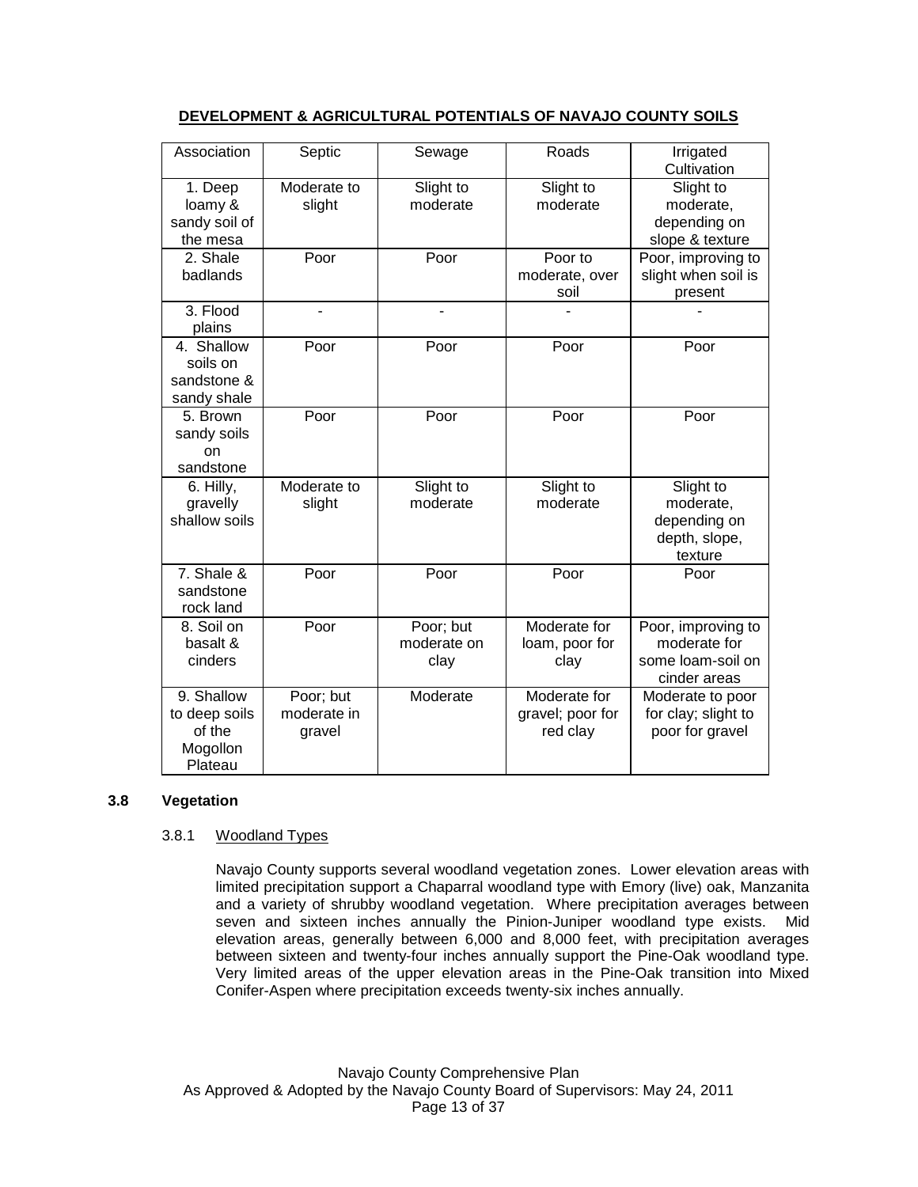**DEVELOPMENT & AGRICULTURAL POTENTIALS OF NAVAJO COUNTY SOILS**

| Association | Septic | Sewage | Roads | Irrigated Cultivation |
| --- | --- | --- | --- | --- |
| 1. Deep loamy & sandy soil of the mesa | Moderate to slight | Slight to moderate | Slight to moderate | Slight to moderate, depending on slope & texture |
| 2. Shale badlands | Poor | Poor | Poor to moderate, over soil | Poor, improving to slight when soil is present |
| 3. Flood plains | - | - | - | - |
| 4. Shallow soils on sandstone & sandy shale | Poor | Poor | Poor | Poor |
| 5. Brown sandy soils on sandstone | Poor | Poor | Poor | Poor |
| 6. Hilly, gravelly shallow soils | Moderate to slight | Slight to moderate | Slight to moderate | Slight to moderate, depending on depth, slope, texture |
| 7. Shale & sandstone rock land | Poor | Poor | Poor | Poor |
| 8. Soil on basalt & cinders | Poor | Poor; but moderate on clay | Moderate for loam, poor for clay | Poor, improving to moderate for some loam-soil on cinder areas |
| 9. Shallow to deep soils of the Mogollon Plateau | Poor; but moderate in gravel | Moderate | Moderate for gravel; poor for red clay | Moderate to poor for clay; slight to poor for gravel |

## 3.8 Vegetation

### 3.8.1 Woodland Types

Navajo County supports several woodland vegetation zones. Lower elevation areas with limited precipitation support a Chaparral woodland type with Emory (live) oak, Manzanita and a variety of shrubby woodland vegetation. Where precipitation averages between seven and sixteen inches annually the Pinion-Juniper woodland type exists. Mid elevation areas, generally between 6,000 and 8,000 feet, with precipitation averages between sixteen and twenty-four inches annually support the Pine-Oak woodland type. Very limited areas of the upper elevation areas in the Pine-Oak transition into Mixed Conifer-Aspen where precipitation exceeds twenty-six inches annually.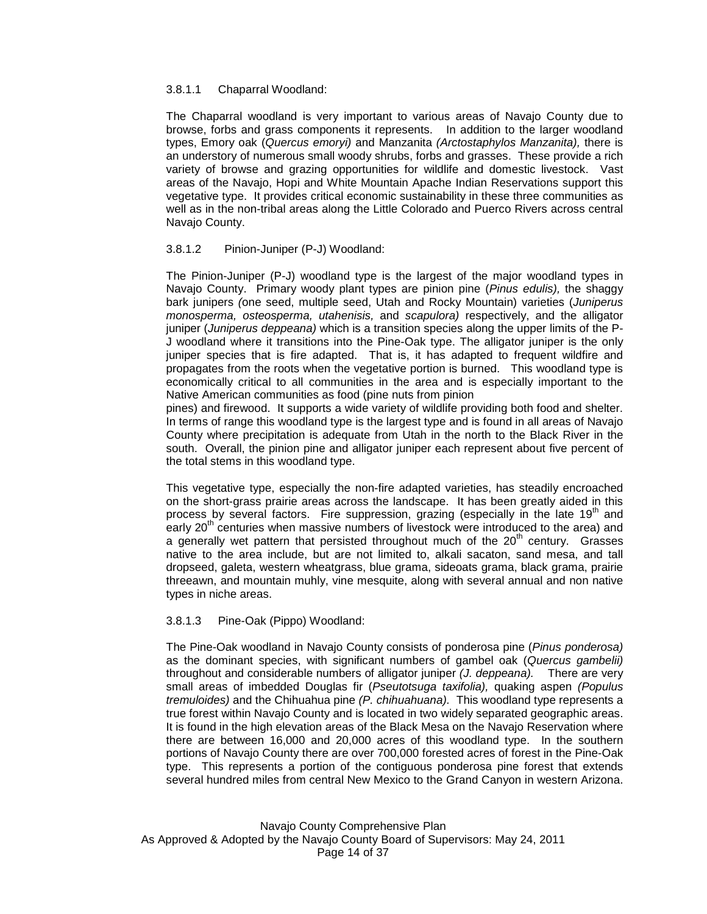#### 3.8.1.1 Chaparral Woodland:

The Chaparral woodland is very important to various areas of Navajo County due to browse, forbs and grass components it represents. In addition to the larger woodland types, Emory oak (*Quercus emoryi)* and Manzanita *(Arctostaphylos Manzanita),* there is an understory of numerous small woody shrubs, forbs and grasses. These provide a rich variety of browse and grazing opportunities for wildlife and domestic livestock. Vast areas of the Navajo, Hopi and White Mountain Apache Indian Reservations support this vegetative type. It provides critical economic sustainability in these three communities as well as in the non-tribal areas along the Little Colorado and Puerco Rivers across central Navajo County.

#### 3.8.1.2 Pinion-Juniper (P-J) Woodland:

The Pinion-Juniper (P-J) woodland type is the largest of the major woodland types in Navajo County. Primary woody plant types are pinion pine (*Pinus edulis),* the shaggy bark junipers *(*one seed, multiple seed, Utah and Rocky Mountain) varieties (*Juniperus monosperma, osteosperma, utahenisis,* and *scapulora)* respectively, and the alligator juniper (*Juniperus deppeana)* which is a transition species along the upper limits of the P-J woodland where it transitions into the Pine-Oak type. The alligator juniper is the only juniper species that is fire adapted. That is, it has adapted to frequent wildfire and propagates from the roots when the vegetative portion is burned. This woodland type is economically critical to all communities in the area and is especially important to the Native American communities as food (pine nuts from pinion pines) and firewood. It supports a wide variety of wildlife providing both food and shelter. In terms of range this woodland type is the largest type and is found in all areas of Navajo County where precipitation is adequate from Utah in the north to the Black River in the south. Overall, the pinion pine and alligator juniper each represent about five percent of the total stems in this woodland type.

This vegetative type, especially the non-fire adapted varieties, has steadily encroached on the short-grass prairie areas across the landscape. It has been greatly aided in this process by several factors. Fire suppression, grazing (especially in the late 19th and early 20th centuries when massive numbers of livestock were introduced to the area) and a generally wet pattern that persisted throughout much of the 20th century. Grasses native to the area include, but are not limited to, alkali sacaton, sand mesa, and tall dropseed, galeta, western wheatgrass, blue grama, sideoats grama, black grama, prairie threeawn, and mountain muhly, vine mesquite, along with several annual and non native types in niche areas.

#### 3.8.1.3 Pine-Oak (Pippo) Woodland:

The Pine-Oak woodland in Navajo County consists of ponderosa pine (*Pinus ponderosa)* as the dominant species, with significant numbers of gambel oak (*Quercus gambelii)* throughout and considerable numbers of alligator juniper *(J. deppeana).* There are very small areas of imbedded Douglas fir (*Pseutotsuga taxifolia),* quaking aspen *(Populus tremuloides)* and the Chihuahua pine *(P. chihuahuana).* This woodland type represents a true forest within Navajo County and is located in two widely separated geographic areas. It is found in the high elevation areas of the Black Mesa on the Navajo Reservation where there are between 16,000 and 20,000 acres of this woodland type. In the southern portions of Navajo County there are over 700,000 forested acres of forest in the Pine-Oak type. This represents a portion of the contiguous ponderosa pine forest that extends several hundred miles from central New Mexico to the Grand Canyon in western Arizona.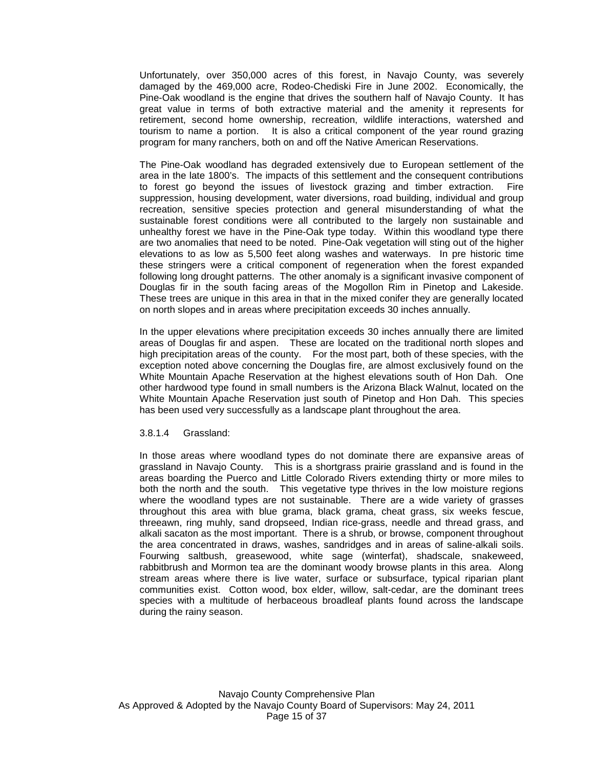Unfortunately, over 350,000 acres of this forest, in Navajo County, was severely damaged by the 469,000 acre, Rodeo-Chediski Fire in June 2002. Economically, the Pine-Oak woodland is the engine that drives the southern half of Navajo County. It has great value in terms of both extractive material and the amenity it represents for retirement, second home ownership, recreation, wildlife interactions, watershed and tourism to name a portion. It is also a critical component of the year round grazing program for many ranchers, both on and off the Native American Reservations.

The Pine-Oak woodland has degraded extensively due to European settlement of the area in the late 1800's. The impacts of this settlement and the consequent contributions to forest go beyond the issues of livestock grazing and timber extraction. Fire suppression, housing development, water diversions, road building, individual and group recreation, sensitive species protection and general misunderstanding of what the sustainable forest conditions were all contributed to the largely non sustainable and unhealthy forest we have in the Pine-Oak type today. Within this woodland type there are two anomalies that need to be noted. Pine-Oak vegetation will sting out of the higher elevations to as low as 5,500 feet along washes and waterways. In pre historic time these stringers were a critical component of regeneration when the forest expanded following long drought patterns. The other anomaly is a significant invasive component of Douglas fir in the south facing areas of the Mogollon Rim in Pinetop and Lakeside. These trees are unique in this area in that in the mixed conifer they are generally located on north slopes and in areas where precipitation exceeds 30 inches annually.

In the upper elevations where precipitation exceeds 30 inches annually there are limited areas of Douglas fir and aspen. These are located on the traditional north slopes and high precipitation areas of the county. For the most part, both of these species, with the exception noted above concerning the Douglas fire, are almost exclusively found on the White Mountain Apache Reservation at the highest elevations south of Hon Dah. One other hardwood type found in small numbers is the Arizona Black Walnut, located on the White Mountain Apache Reservation just south of Pinetop and Hon Dah. This species has been used very successfully as a landscape plant throughout the area.

#### 3.8.1.4 Grassland:

In those areas where woodland types do not dominate there are expansive areas of grassland in Navajo County. This is a shortgrass prairie grassland and is found in the areas boarding the Puerco and Little Colorado Rivers extending thirty or more miles to both the north and the south. This vegetative type thrives in the low moisture regions where the woodland types are not sustainable. There are a wide variety of grasses throughout this area with blue grama, black grama, cheat grass, six weeks fescue, threeawn, ring muhly, sand dropseed, Indian rice-grass, needle and thread grass, and alkali sacaton as the most important. There is a shrub, or browse, component throughout the area concentrated in draws, washes, sandridges and in areas of saline-alkali soils. Fourwing saltbush, greasewood, white sage (winterfat), shadscale, snakeweed, rabbitbrush and Mormon tea are the dominant woody browse plants in this area. Along stream areas where there is live water, surface or subsurface, typical riparian plant communities exist. Cotton wood, box elder, willow, salt-cedar, are the dominant trees species with a multitude of herbaceous broadleaf plants found across the landscape during the rainy season.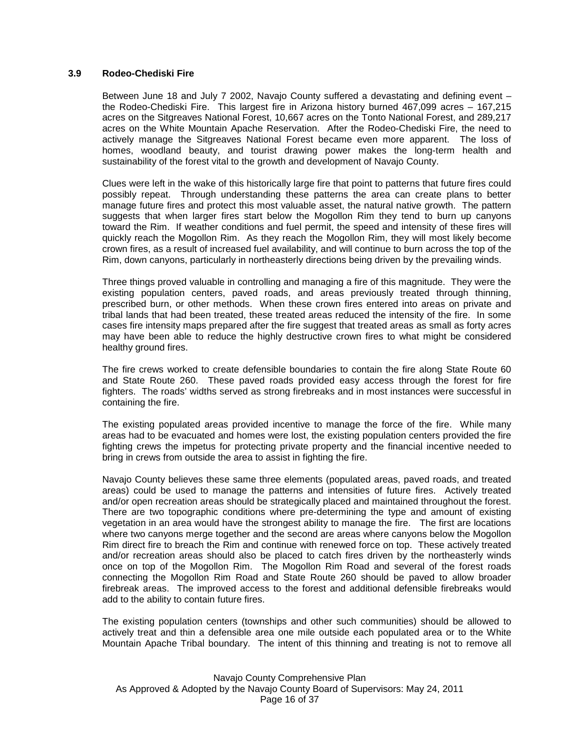### 3.9 Rodeo-Chediski Fire

Between June 18 and July 7 2002, Navajo County suffered a devastating and defining event – the Rodeo-Chediski Fire. This largest fire in Arizona history burned 467,099 acres – 167,215 acres on the Sitgreaves National Forest, 10,667 acres on the Tonto National Forest, and 289,217 acres on the White Mountain Apache Reservation. After the Rodeo-Chediski Fire, the need to actively manage the Sitgreaves National Forest became even more apparent. The loss of homes, woodland beauty, and tourist drawing power makes the long-term health and sustainability of the forest vital to the growth and development of Navajo County.

Clues were left in the wake of this historically large fire that point to patterns that future fires could possibly repeat. Through understanding these patterns the area can create plans to better manage future fires and protect this most valuable asset, the natural native growth. The pattern suggests that when larger fires start below the Mogollon Rim they tend to burn up canyons toward the Rim. If weather conditions and fuel permit, the speed and intensity of these fires will quickly reach the Mogollon Rim. As they reach the Mogollon Rim, they will most likely become crown fires, as a result of increased fuel availability, and will continue to burn across the top of the Rim, down canyons, particularly in northeasterly directions being driven by the prevailing winds.

Three things proved valuable in controlling and managing a fire of this magnitude. They were the existing population centers, paved roads, and areas previously treated through thinning, prescribed burn, or other methods. When these crown fires entered into areas on private and tribal lands that had been treated, these treated areas reduced the intensity of the fire. In some cases fire intensity maps prepared after the fire suggest that treated areas as small as forty acres may have been able to reduce the highly destructive crown fires to what might be considered healthy ground fires.

The fire crews worked to create defensible boundaries to contain the fire along State Route 60 and State Route 260. These paved roads provided easy access through the forest for fire fighters. The roads' widths served as strong firebreaks and in most instances were successful in containing the fire.

The existing populated areas provided incentive to manage the force of the fire. While many areas had to be evacuated and homes were lost, the existing population centers provided the fire fighting crews the impetus for protecting private property and the financial incentive needed to bring in crews from outside the area to assist in fighting the fire.

Navajo County believes these same three elements (populated areas, paved roads, and treated areas) could be used to manage the patterns and intensities of future fires. Actively treated and/or open recreation areas should be strategically placed and maintained throughout the forest. There are two topographic conditions where pre-determining the type and amount of existing vegetation in an area would have the strongest ability to manage the fire. The first are locations where two canyons merge together and the second are areas where canyons below the Mogollon Rim direct fire to breach the Rim and continue with renewed force on top. These actively treated and/or recreation areas should also be placed to catch fires driven by the northeasterly winds once on top of the Mogollon Rim. The Mogollon Rim Road and several of the forest roads connecting the Mogollon Rim Road and State Route 260 should be paved to allow broader firebreak areas. The improved access to the forest and additional defensible firebreaks would add to the ability to contain future fires.

The existing population centers (townships and other such communities) should be allowed to actively treat and thin a defensible area one mile outside each populated area or to the White Mountain Apache Tribal boundary. The intent of this thinning and treating is not to remove all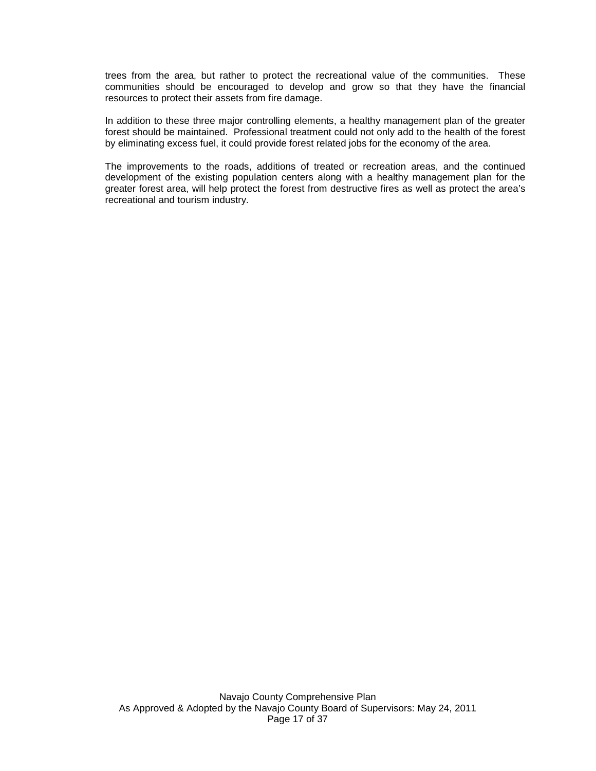trees from the area, but rather to protect the recreational value of the communities. These communities should be encouraged to develop and grow so that they have the financial resources to protect their assets from fire damage.

In addition to these three major controlling elements, a healthy management plan of the greater forest should be maintained. Professional treatment could not only add to the health of the forest by eliminating excess fuel, it could provide forest related jobs for the economy of the area.

The improvements to the roads, additions of treated or recreation areas, and the continued development of the existing population centers along with a healthy management plan for the greater forest area, will help protect the forest from destructive fires as well as protect the area's recreational and tourism industry.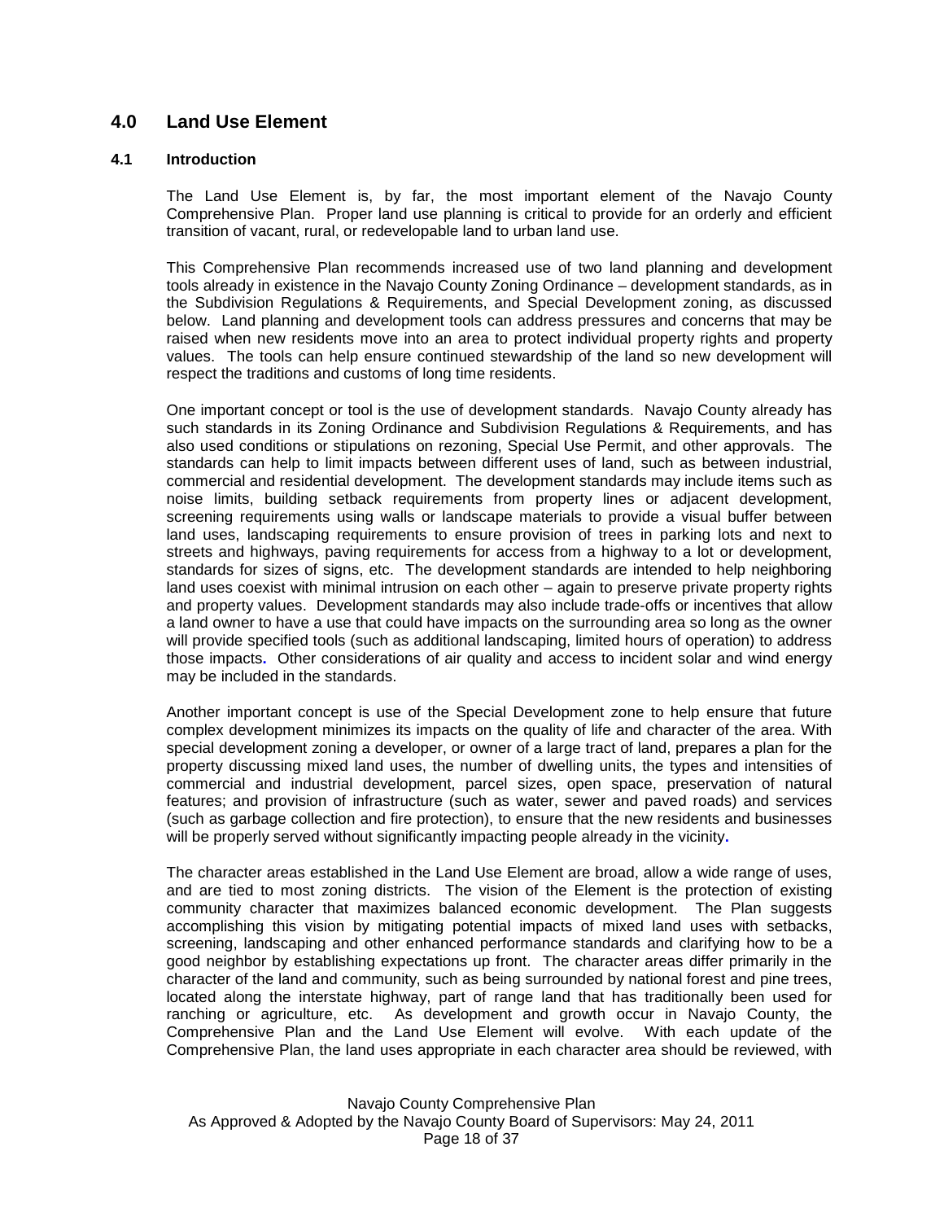## 4.0 Land Use Element

### 4.1 Introduction

The Land Use Element is, by far, the most important element of the Navajo County Comprehensive Plan. Proper land use planning is critical to provide for an orderly and efficient transition of vacant, rural, or redevelopable land to urban land use.

This Comprehensive Plan recommends increased use of two land planning and development tools already in existence in the Navajo County Zoning Ordinance – development standards, as in the Subdivision Regulations & Requirements, and Special Development zoning, as discussed below. Land planning and development tools can address pressures and concerns that may be raised when new residents move into an area to protect individual property rights and property values. The tools can help ensure continued stewardship of the land so new development will respect the traditions and customs of long time residents.

One important concept or tool is the use of development standards. Navajo County already has such standards in its Zoning Ordinance and Subdivision Regulations & Requirements, and has also used conditions or stipulations on rezoning, Special Use Permit, and other approvals. The standards can help to limit impacts between different uses of land, such as between industrial, commercial and residential development. The development standards may include items such as noise limits, building setback requirements from property lines or adjacent development, screening requirements using walls or landscape materials to provide a visual buffer between land uses, landscaping requirements to ensure provision of trees in parking lots and next to streets and highways, paving requirements for access from a highway to a lot or development, standards for sizes of signs, etc. The development standards are intended to help neighboring land uses coexist with minimal intrusion on each other – again to preserve private property rights and property values. Development standards may also include trade-offs or incentives that allow a land owner to have a use that could have impacts on the surrounding area so long as the owner will provide specified tools (such as additional landscaping, limited hours of operation) to address those impacts. Other considerations of air quality and access to incident solar and wind energy may be included in the standards.

Another important concept is use of the Special Development zone to help ensure that future complex development minimizes its impacts on the quality of life and character of the area. With special development zoning a developer, or owner of a large tract of land, prepares a plan for the property discussing mixed land uses, the number of dwelling units, the types and intensities of commercial and industrial development, parcel sizes, open space, preservation of natural features; and provision of infrastructure (such as water, sewer and paved roads) and services (such as garbage collection and fire protection), to ensure that the new residents and businesses will be properly served without significantly impacting people already in the vicinity.

The character areas established in the Land Use Element are broad, allow a wide range of uses, and are tied to most zoning districts. The vision of the Element is the protection of existing community character that maximizes balanced economic development. The Plan suggests accomplishing this vision by mitigating potential impacts of mixed land uses with setbacks, screening, landscaping and other enhanced performance standards and clarifying how to be a good neighbor by establishing expectations up front. The character areas differ primarily in the character of the land and community, such as being surrounded by national forest and pine trees, located along the interstate highway, part of range land that has traditionally been used for ranching or agriculture, etc. As development and growth occur in Navajo County, the Comprehensive Plan and the Land Use Element will evolve. With each update of the Comprehensive Plan, the land uses appropriate in each character area should be reviewed, with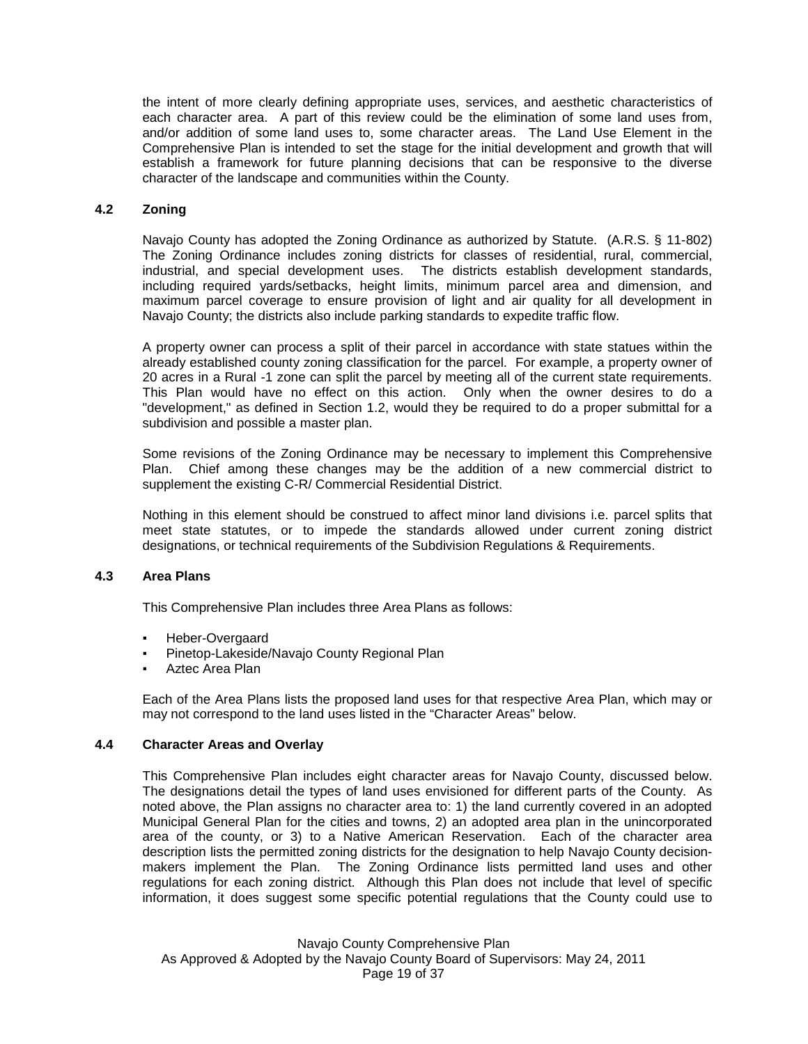the intent of more clearly defining appropriate uses, services, and aesthetic characteristics of each character area. A part of this review could be the elimination of some land uses from, and/or addition of some land uses to, some character areas. The Land Use Element in the Comprehensive Plan is intended to set the stage for the initial development and growth that will establish a framework for future planning decisions that can be responsive to the diverse character of the landscape and communities within the County.

### 4.2 Zoning

Navajo County has adopted the Zoning Ordinance as authorized by Statute. (A.R.S. § 11-802) The Zoning Ordinance includes zoning districts for classes of residential, rural, commercial, industrial, and special development uses. The districts establish development standards, including required yards/setbacks, height limits, minimum parcel area and dimension, and maximum parcel coverage to ensure provision of light and air quality for all development in Navajo County; the districts also include parking standards to expedite traffic flow.

A property owner can process a split of their parcel in accordance with state statues within the already established county zoning classification for the parcel. For example, a property owner of 20 acres in a Rural -1 zone can split the parcel by meeting all of the current state requirements. This Plan would have no effect on this action. Only when the owner desires to do a "development," as defined in Section 1.2, would they be required to do a proper submittal for a subdivision and possible a master plan.

Some revisions of the Zoning Ordinance may be necessary to implement this Comprehensive Plan. Chief among these changes may be the addition of a new commercial district to supplement the existing C-R/ Commercial Residential District.

Nothing in this element should be construed to affect minor land divisions i.e. parcel splits that meet state statutes, or to impede the standards allowed under current zoning district designations, or technical requirements of the Subdivision Regulations & Requirements.

### 4.3 Area Plans

This Comprehensive Plan includes three Area Plans as follows:

- Heber-Overgaard
- Pinetop-Lakeside/Navajo County Regional Plan
- Aztec Area Plan

Each of the Area Plans lists the proposed land uses for that respective Area Plan, which may or may not correspond to the land uses listed in the "Character Areas" below.

### 4.4 Character Areas and Overlay

This Comprehensive Plan includes eight character areas for Navajo County, discussed below. The designations detail the types of land uses envisioned for different parts of the County. As noted above, the Plan assigns no character area to: 1) the land currently covered in an adopted Municipal General Plan for the cities and towns, 2) an adopted area plan in the unincorporated area of the county, or 3) to a Native American Reservation. Each of the character area description lists the permitted zoning districts for the designation to help Navajo County decision-makers implement the Plan. The Zoning Ordinance lists permitted land uses and other regulations for each zoning district. Although this Plan does not include that level of specific information, it does suggest some specific potential regulations that the County could use to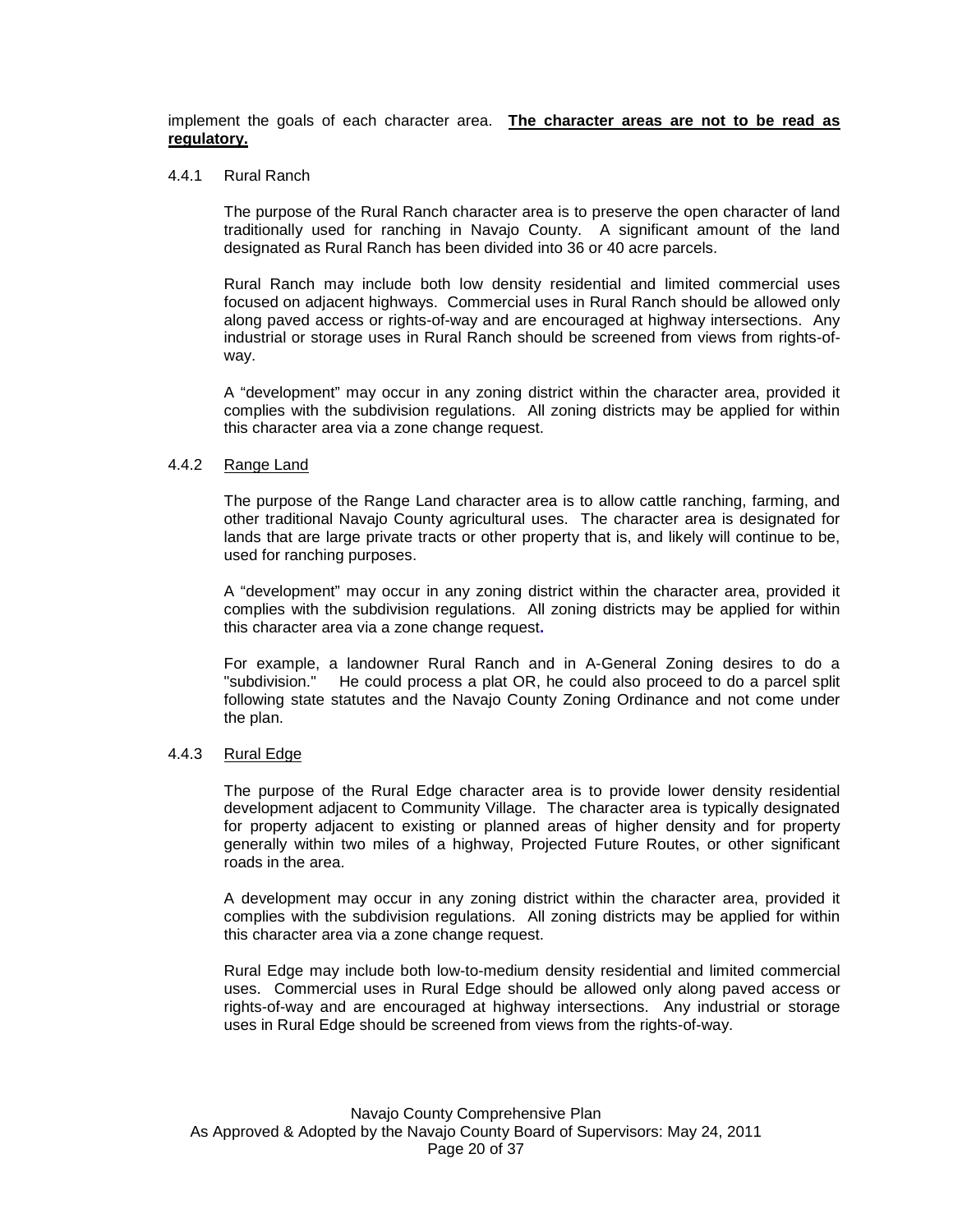implement the goals of each character area. **<u>The character areas are not to be read as regulatory.</u>**

#### 4.4.1 Rural Ranch

The purpose of the Rural Ranch character area is to preserve the open character of land traditionally used for ranching in Navajo County. A significant amount of the land designated as Rural Ranch has been divided into 36 or 40 acre parcels.

Rural Ranch may include both low density residential and limited commercial uses focused on adjacent highways. Commercial uses in Rural Ranch should be allowed only along paved access or rights-of-way and are encouraged at highway intersections. Any industrial or storage uses in Rural Ranch should be screened from views from rights-of-way.

A "development" may occur in any zoning district within the character area, provided it complies with the subdivision regulations. All zoning districts may be applied for within this character area via a zone change request.

#### 4.4.2 <u>Range Land</u>

The purpose of the Range Land character area is to allow cattle ranching, farming, and other traditional Navajo County agricultural uses. The character area is designated for lands that are large private tracts or other property that is, and likely will continue to be, used for ranching purposes.

A "development" may occur in any zoning district within the character area, provided it complies with the subdivision regulations. All zoning districts may be applied for within this character area via a zone change request.

For example, a landowner Rural Ranch and in A-General Zoning desires to do a "subdivision." He could process a plat OR, he could also proceed to do a parcel split following state statutes and the Navajo County Zoning Ordinance and not come under the plan.

#### 4.4.3 <u>Rural Edge</u>

The purpose of the Rural Edge character area is to provide lower density residential development adjacent to Community Village. The character area is typically designated for property adjacent to existing or planned areas of higher density and for property generally within two miles of a highway, Projected Future Routes, or other significant roads in the area.

A development may occur in any zoning district within the character area, provided it complies with the subdivision regulations. All zoning districts may be applied for within this character area via a zone change request.

Rural Edge may include both low-to-medium density residential and limited commercial uses. Commercial uses in Rural Edge should be allowed only along paved access or rights-of-way and are encouraged at highway intersections. Any industrial or storage uses in Rural Edge should be screened from views from the rights-of-way.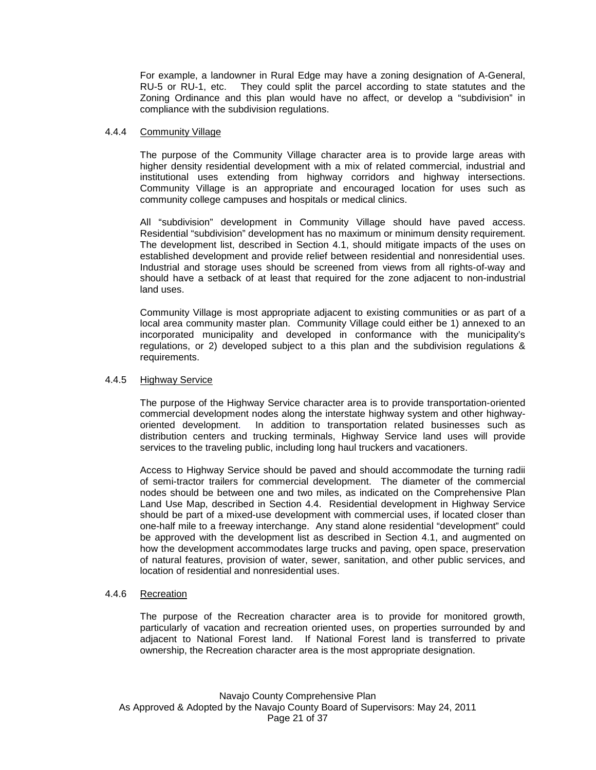For example, a landowner in Rural Edge may have a zoning designation of A-General, RU-5 or RU-1, etc. They could split the parcel according to state statutes and the Zoning Ordinance and this plan would have no affect, or develop a "subdivision" in compliance with the subdivision regulations.

### 4.4.4 Community Village

The purpose of the Community Village character area is to provide large areas with higher density residential development with a mix of related commercial, industrial and institutional uses extending from highway corridors and highway intersections. Community Village is an appropriate and encouraged location for uses such as community college campuses and hospitals or medical clinics.

All "subdivision" development in Community Village should have paved access. Residential "subdivision" development has no maximum or minimum density requirement. The development list, described in Section 4.1, should mitigate impacts of the uses on established development and provide relief between residential and nonresidential uses. Industrial and storage uses should be screened from views from all rights-of-way and should have a setback of at least that required for the zone adjacent to non-industrial land uses.

Community Village is most appropriate adjacent to existing communities or as part of a local area community master plan. Community Village could either be 1) annexed to an incorporated municipality and developed in conformance with the municipality's regulations, or 2) developed subject to a this plan and the subdivision regulations & requirements.

### 4.4.5 Highway Service

The purpose of the Highway Service character area is to provide transportation-oriented commercial development nodes along the interstate highway system and other highway-oriented development. In addition to transportation related businesses such as distribution centers and trucking terminals, Highway Service land uses will provide services to the traveling public, including long haul truckers and vacationers.

Access to Highway Service should be paved and should accommodate the turning radii of semi-tractor trailers for commercial development. The diameter of the commercial nodes should be between one and two miles, as indicated on the Comprehensive Plan Land Use Map, described in Section 4.4. Residential development in Highway Service should be part of a mixed-use development with commercial uses, if located closer than one-half mile to a freeway interchange. Any stand alone residential "development" could be approved with the development list as described in Section 4.1, and augmented on how the development accommodates large trucks and paving, open space, preservation of natural features, provision of water, sewer, sanitation, and other public services, and location of residential and nonresidential uses.

### 4.4.6 Recreation

The purpose of the Recreation character area is to provide for monitored growth, particularly of vacation and recreation oriented uses, on properties surrounded by and adjacent to National Forest land. If National Forest land is transferred to private ownership, the Recreation character area is the most appropriate designation.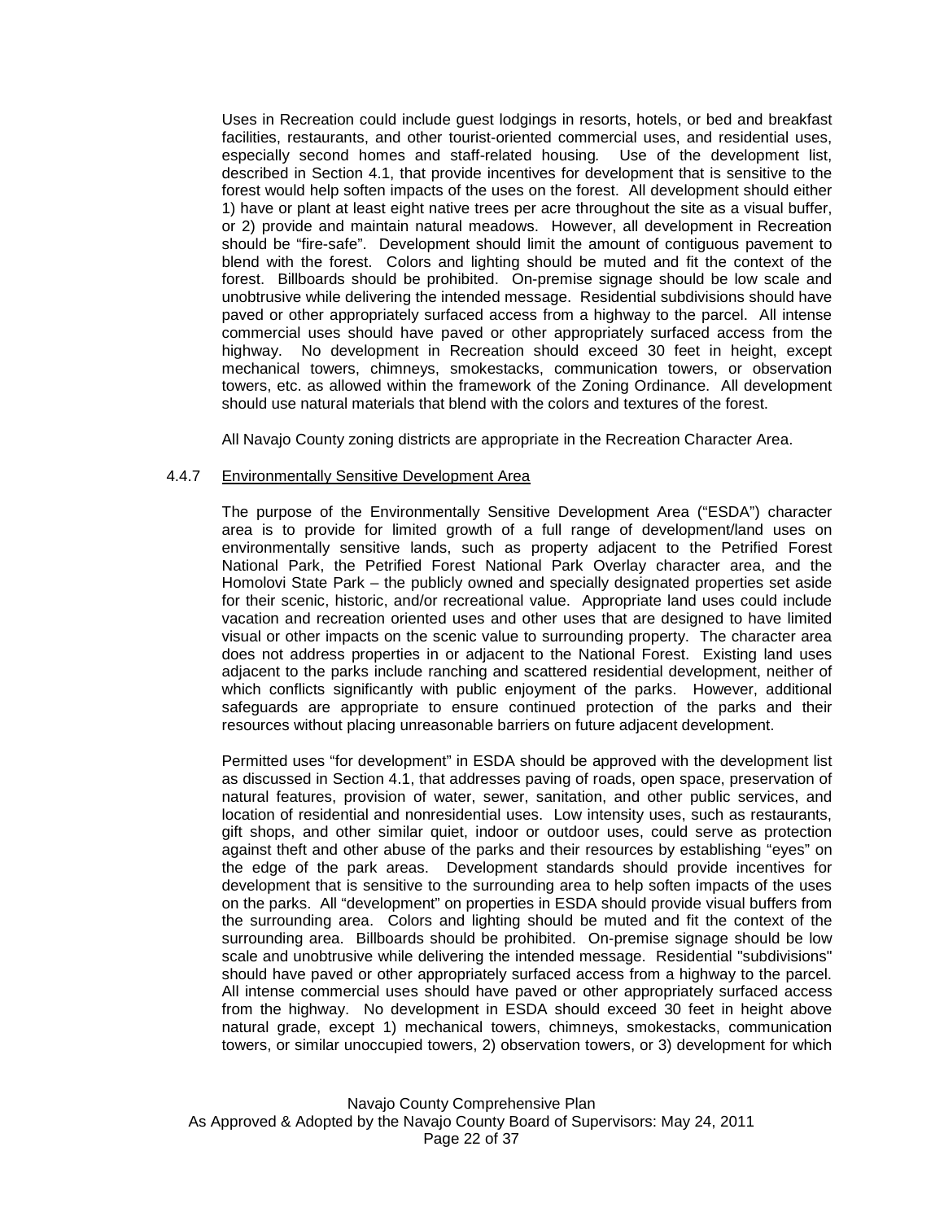Uses in Recreation could include guest lodgings in resorts, hotels, or bed and breakfast facilities, restaurants, and other tourist-oriented commercial uses, and residential uses, especially second homes and staff-related housing. Use of the development list, described in Section 4.1, that provide incentives for development that is sensitive to the forest would help soften impacts of the uses on the forest. All development should either 1) have or plant at least eight native trees per acre throughout the site as a visual buffer, or 2) provide and maintain natural meadows. However, all development in Recreation should be "fire-safe". Development should limit the amount of contiguous pavement to blend with the forest. Colors and lighting should be muted and fit the context of the forest. Billboards should be prohibited. On-premise signage should be low scale and unobtrusive while delivering the intended message. Residential subdivisions should have paved or other appropriately surfaced access from a highway to the parcel. All intense commercial uses should have paved or other appropriately surfaced access from the highway. No development in Recreation should exceed 30 feet in height, except mechanical towers, chimneys, smokestacks, communication towers, or observation towers, etc. as allowed within the framework of the Zoning Ordinance. All development should use natural materials that blend with the colors and textures of the forest.

All Navajo County zoning districts are appropriate in the Recreation Character Area.

### 4.4.7 Environmentally Sensitive Development Area

The purpose of the Environmentally Sensitive Development Area ("ESDA") character area is to provide for limited growth of a full range of development/land uses on environmentally sensitive lands, such as property adjacent to the Petrified Forest National Park, the Petrified Forest National Park Overlay character area, and the Homolovi State Park – the publicly owned and specially designated properties set aside for their scenic, historic, and/or recreational value. Appropriate land uses could include vacation and recreation oriented uses and other uses that are designed to have limited visual or other impacts on the scenic value to surrounding property. The character area does not address properties in or adjacent to the National Forest. Existing land uses adjacent to the parks include ranching and scattered residential development, neither of which conflicts significantly with public enjoyment of the parks. However, additional safeguards are appropriate to ensure continued protection of the parks and their resources without placing unreasonable barriers on future adjacent development.

Permitted uses "for development" in ESDA should be approved with the development list as discussed in Section 4.1, that addresses paving of roads, open space, preservation of natural features, provision of water, sewer, sanitation, and other public services, and location of residential and nonresidential uses. Low intensity uses, such as restaurants, gift shops, and other similar quiet, indoor or outdoor uses, could serve as protection against theft and other abuse of the parks and their resources by establishing "eyes" on the edge of the park areas. Development standards should provide incentives for development that is sensitive to the surrounding area to help soften impacts of the uses on the parks. All "development" on properties in ESDA should provide visual buffers from the surrounding area. Colors and lighting should be muted and fit the context of the surrounding area. Billboards should be prohibited. On-premise signage should be low scale and unobtrusive while delivering the intended message. Residential "subdivisions" should have paved or other appropriately surfaced access from a highway to the parcel. All intense commercial uses should have paved or other appropriately surfaced access from the highway. No development in ESDA should exceed 30 feet in height above natural grade, except 1) mechanical towers, chimneys, smokestacks, communication towers, or similar unoccupied towers, 2) observation towers, or 3) development for which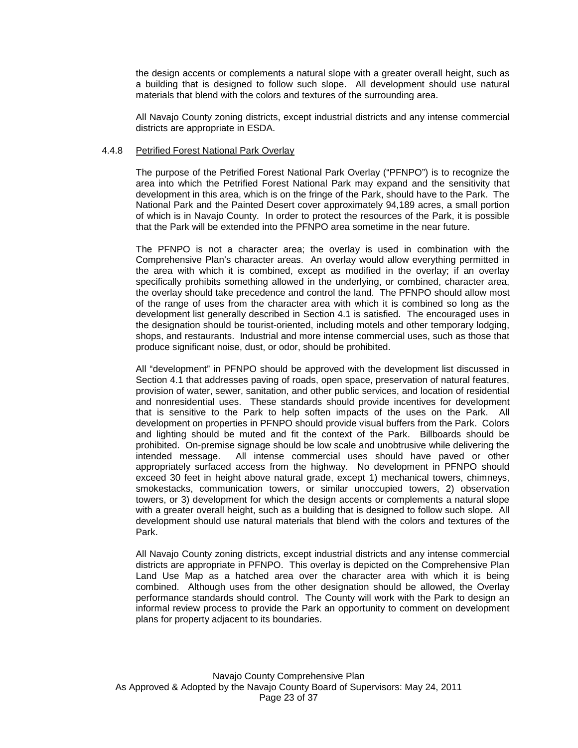the design accents or complements a natural slope with a greater overall height, such as a building that is designed to follow such slope. All development should use natural materials that blend with the colors and textures of the surrounding area.

All Navajo County zoning districts, except industrial districts and any intense commercial districts are appropriate in ESDA.

### 4.4.8 Petrified Forest National Park Overlay

The purpose of the Petrified Forest National Park Overlay ("PFNPO") is to recognize the area into which the Petrified Forest National Park may expand and the sensitivity that development in this area, which is on the fringe of the Park, should have to the Park. The National Park and the Painted Desert cover approximately 94,189 acres, a small portion of which is in Navajo County. In order to protect the resources of the Park, it is possible that the Park will be extended into the PFNPO area sometime in the near future.

The PFNPO is not a character area; the overlay is used in combination with the Comprehensive Plan's character areas. An overlay would allow everything permitted in the area with which it is combined, except as modified in the overlay; if an overlay specifically prohibits something allowed in the underlying, or combined, character area, the overlay should take precedence and control the land. The PFNPO should allow most of the range of uses from the character area with which it is combined so long as the development list generally described in Section 4.1 is satisfied. The encouraged uses in the designation should be tourist-oriented, including motels and other temporary lodging, shops, and restaurants. Industrial and more intense commercial uses, such as those that produce significant noise, dust, or odor, should be prohibited.

All "development" in PFNPO should be approved with the development list discussed in Section 4.1 that addresses paving of roads, open space, preservation of natural features, provision of water, sewer, sanitation, and other public services, and location of residential and nonresidential uses. These standards should provide incentives for development that is sensitive to the Park to help soften impacts of the uses on the Park. All development on properties in PFNPO should provide visual buffers from the Park. Colors and lighting should be muted and fit the context of the Park. Billboards should be prohibited. On-premise signage should be low scale and unobtrusive while delivering the intended message. All intense commercial uses should have paved or other appropriately surfaced access from the highway. No development in PFNPO should exceed 30 feet in height above natural grade, except 1) mechanical towers, chimneys, smokestacks, communication towers, or similar unoccupied towers, 2) observation towers, or 3) development for which the design accents or complements a natural slope with a greater overall height, such as a building that is designed to follow such slope. All development should use natural materials that blend with the colors and textures of the Park.

All Navajo County zoning districts, except industrial districts and any intense commercial districts are appropriate in PFNPO. This overlay is depicted on the Comprehensive Plan Land Use Map as a hatched area over the character area with which it is being combined. Although uses from the other designation should be allowed, the Overlay performance standards should control. The County will work with the Park to design an informal review process to provide the Park an opportunity to comment on development plans for property adjacent to its boundaries.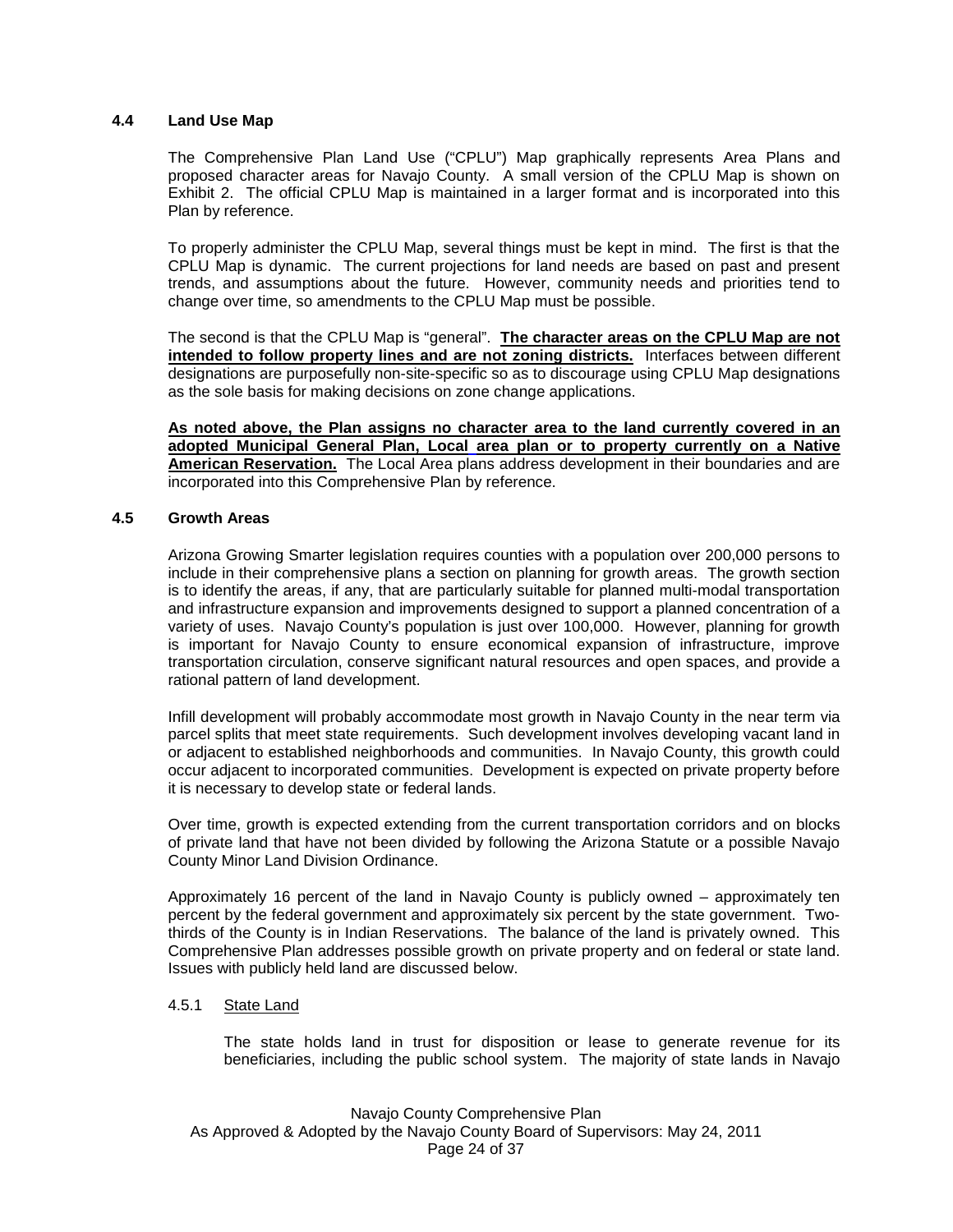### 4.4 Land Use Map

The Comprehensive Plan Land Use ("CPLU") Map graphically represents Area Plans and proposed character areas for Navajo County. A small version of the CPLU Map is shown on Exhibit 2. The official CPLU Map is maintained in a larger format and is incorporated into this Plan by reference.

To properly administer the CPLU Map, several things must be kept in mind. The first is that the CPLU Map is dynamic. The current projections for land needs are based on past and present trends, and assumptions about the future. However, community needs and priorities tend to change over time, so amendments to the CPLU Map must be possible.

The second is that the CPLU Map is "general". **The character areas on the CPLU Map are not intended to follow property lines and are not zoning districts.** Interfaces between different designations are purposefully non-site-specific so as to discourage using CPLU Map designations as the sole basis for making decisions on zone change applications.

**As noted above, the Plan assigns no character area to the land currently covered in an adopted Municipal General Plan, Local area plan or to property currently on a Native American Reservation.** The Local Area plans address development in their boundaries and are incorporated into this Comprehensive Plan by reference.

### 4.5 Growth Areas

Arizona Growing Smarter legislation requires counties with a population over 200,000 persons to include in their comprehensive plans a section on planning for growth areas. The growth section is to identify the areas, if any, that are particularly suitable for planned multi-modal transportation and infrastructure expansion and improvements designed to support a planned concentration of a variety of uses. Navajo County's population is just over 100,000. However, planning for growth is important for Navajo County to ensure economical expansion of infrastructure, improve transportation circulation, conserve significant natural resources and open spaces, and provide a rational pattern of land development.

Infill development will probably accommodate most growth in Navajo County in the near term via parcel splits that meet state requirements. Such development involves developing vacant land in or adjacent to established neighborhoods and communities. In Navajo County, this growth could occur adjacent to incorporated communities. Development is expected on private property before it is necessary to develop state or federal lands.

Over time, growth is expected extending from the current transportation corridors and on blocks of private land that have not been divided by following the Arizona Statute or a possible Navajo County Minor Land Division Ordinance.

Approximately 16 percent of the land in Navajo County is publicly owned – approximately ten percent by the federal government and approximately six percent by the state government. Two-thirds of the County is in Indian Reservations. The balance of the land is privately owned. This Comprehensive Plan addresses possible growth on private property and on federal or state land. Issues with publicly held land are discussed below.

#### 4.5.1 State Land

The state holds land in trust for disposition or lease to generate revenue for its beneficiaries, including the public school system. The majority of state lands in Navajo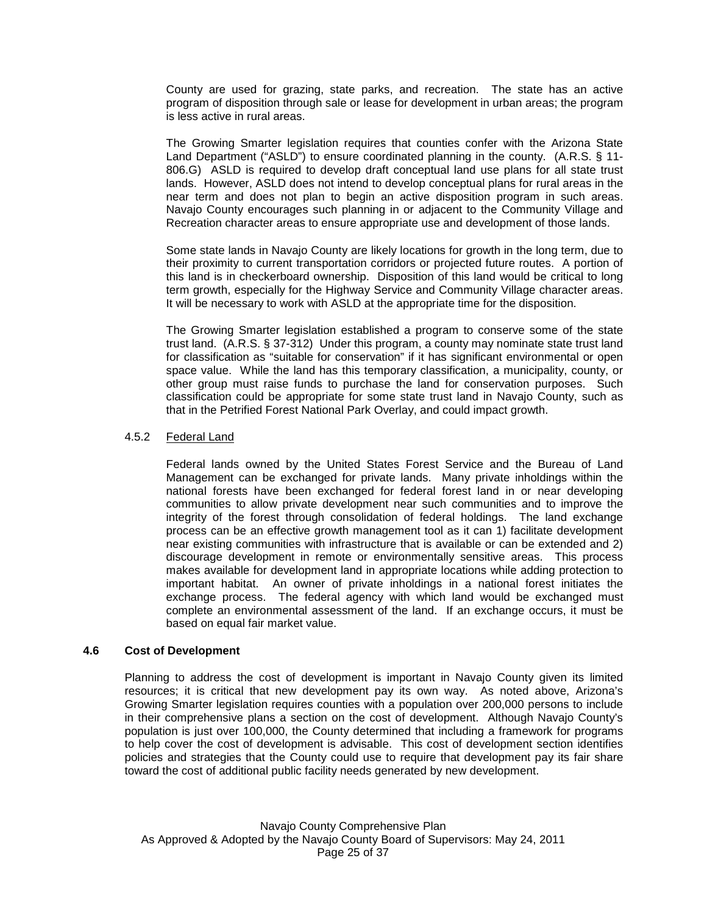County are used for grazing, state parks, and recreation. The state has an active program of disposition through sale or lease for development in urban areas; the program is less active in rural areas.

The Growing Smarter legislation requires that counties confer with the Arizona State Land Department ("ASLD") to ensure coordinated planning in the county. (A.R.S. § 11-806.G) ASLD is required to develop draft conceptual land use plans for all state trust lands. However, ASLD does not intend to develop conceptual plans for rural areas in the near term and does not plan to begin an active disposition program in such areas. Navajo County encourages such planning in or adjacent to the Community Village and Recreation character areas to ensure appropriate use and development of those lands.

Some state lands in Navajo County are likely locations for growth in the long term, due to their proximity to current transportation corridors or projected future routes. A portion of this land is in checkerboard ownership. Disposition of this land would be critical to long term growth, especially for the Highway Service and Community Village character areas. It will be necessary to work with ASLD at the appropriate time for the disposition.

The Growing Smarter legislation established a program to conserve some of the state trust land. (A.R.S. § 37-312) Under this program, a county may nominate state trust land for classification as "suitable for conservation" if it has significant environmental or open space value. While the land has this temporary classification, a municipality, county, or other group must raise funds to purchase the land for conservation purposes. Such classification could be appropriate for some state trust land in Navajo County, such as that in the Petrified Forest National Park Overlay, and could impact growth.

#### 4.5.2 Federal Land

Federal lands owned by the United States Forest Service and the Bureau of Land Management can be exchanged for private lands. Many private inholdings within the national forests have been exchanged for federal forest land in or near developing communities to allow private development near such communities and to improve the integrity of the forest through consolidation of federal holdings. The land exchange process can be an effective growth management tool as it can 1) facilitate development near existing communities with infrastructure that is available or can be extended and 2) discourage development in remote or environmentally sensitive areas. This process makes available for development land in appropriate locations while adding protection to important habitat. An owner of private inholdings in a national forest initiates the exchange process. The federal agency with which land would be exchanged must complete an environmental assessment of the land. If an exchange occurs, it must be based on equal fair market value.

### 4.6 Cost of Development

Planning to address the cost of development is important in Navajo County given its limited resources; it is critical that new development pay its own way. As noted above, Arizona's Growing Smarter legislation requires counties with a population over 200,000 persons to include in their comprehensive plans a section on the cost of development. Although Navajo County's population is just over 100,000, the County determined that including a framework for programs to help cover the cost of development is advisable. This cost of development section identifies policies and strategies that the County could use to require that development pay its fair share toward the cost of additional public facility needs generated by new development.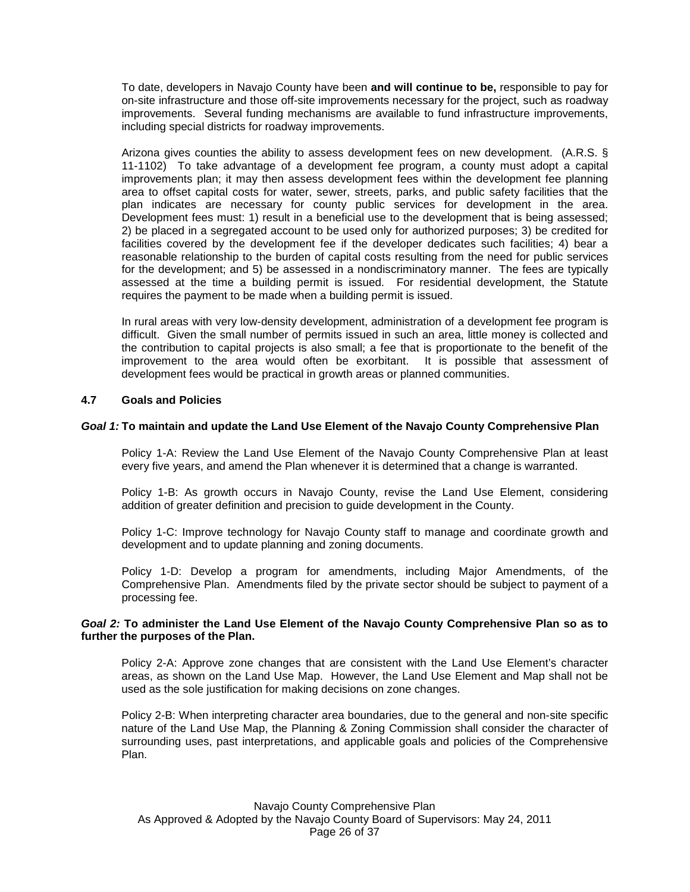To date, developers in Navajo County have been **and will continue to be,** responsible to pay for on-site infrastructure and those off-site improvements necessary for the project, such as roadway improvements. Several funding mechanisms are available to fund infrastructure improvements, including special districts for roadway improvements.

Arizona gives counties the ability to assess development fees on new development. (A.R.S. § 11-1102) To take advantage of a development fee program, a county must adopt a capital improvements plan; it may then assess development fees within the development fee planning area to offset capital costs for water, sewer, streets, parks, and public safety facilities that the plan indicates are necessary for county public services for development in the area. Development fees must: 1) result in a beneficial use to the development that is being assessed; 2) be placed in a segregated account to be used only for authorized purposes; 3) be credited for facilities covered by the development fee if the developer dedicates such facilities; 4) bear a reasonable relationship to the burden of capital costs resulting from the need for public services for the development; and 5) be assessed in a nondiscriminatory manner. The fees are typically assessed at the time a building permit is issued. For residential development, the Statute requires the payment to be made when a building permit is issued.

In rural areas with very low-density development, administration of a development fee program is difficult. Given the small number of permits issued in such an area, little money is collected and the contribution to capital projects is also small; a fee that is proportionate to the benefit of the improvement to the area would often be exorbitant. It is possible that assessment of development fees would be practical in growth areas or planned communities.

## 4.7 Goals and Policies

***Goal 1:* To maintain and update the Land Use Element of the Navajo County Comprehensive Plan**

Policy 1-A: Review the Land Use Element of the Navajo County Comprehensive Plan at least every five years, and amend the Plan whenever it is determined that a change is warranted.

Policy 1-B: As growth occurs in Navajo County, revise the Land Use Element, considering addition of greater definition and precision to guide development in the County.

Policy 1-C: Improve technology for Navajo County staff to manage and coordinate growth and development and to update planning and zoning documents.

Policy 1-D: Develop a program for amendments, including Major Amendments, of the Comprehensive Plan. Amendments filed by the private sector should be subject to payment of a processing fee.

***Goal 2:* To administer the Land Use Element of the Navajo County Comprehensive Plan so as to further the purposes of the Plan.**

Policy 2-A: Approve zone changes that are consistent with the Land Use Element's character areas, as shown on the Land Use Map. However, the Land Use Element and Map shall not be used as the sole justification for making decisions on zone changes.

Policy 2-B: When interpreting character area boundaries, due to the general and non-site specific nature of the Land Use Map, the Planning & Zoning Commission shall consider the character of surrounding uses, past interpretations, and applicable goals and policies of the Comprehensive Plan.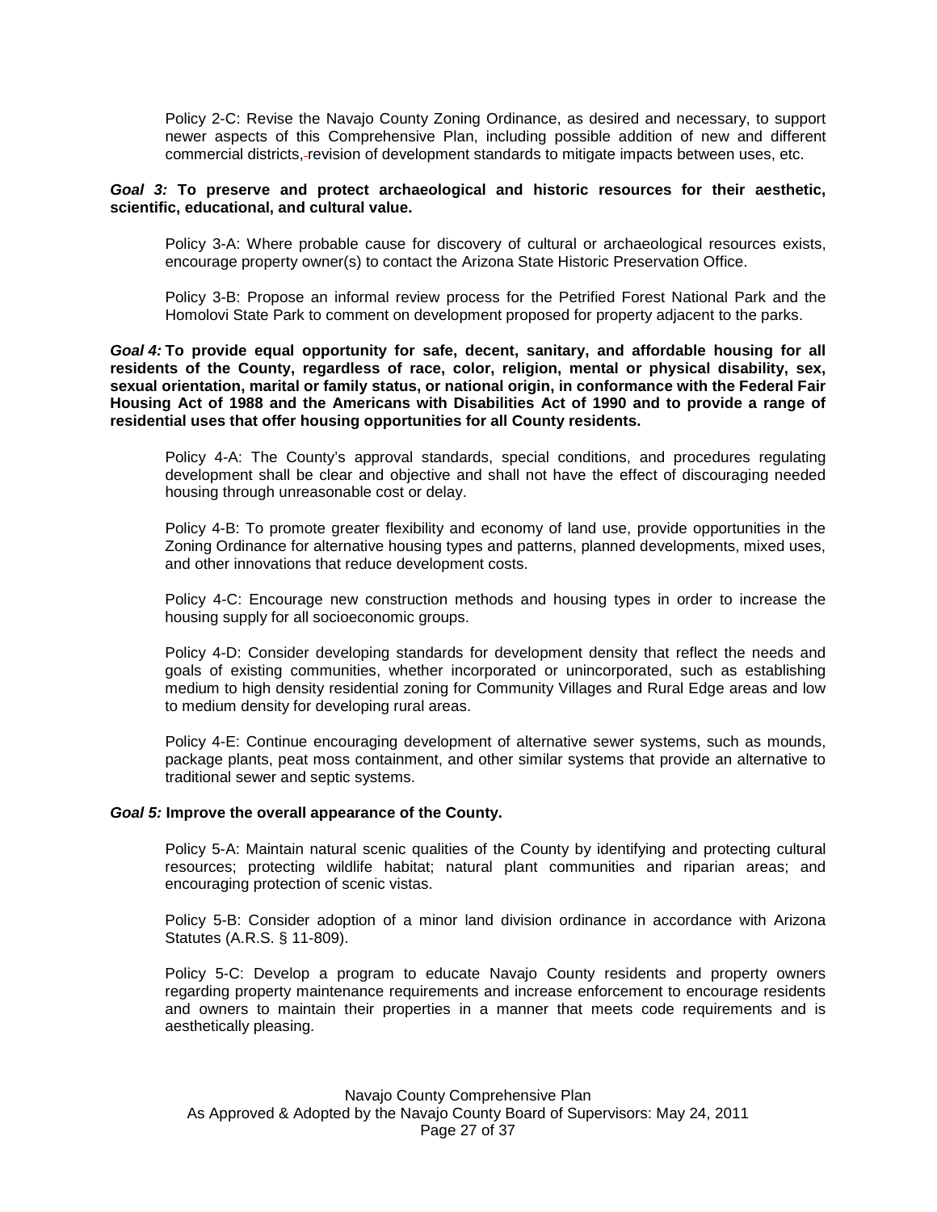Policy 2-C: Revise the Navajo County Zoning Ordinance, as desired and necessary, to support newer aspects of this Comprehensive Plan, including possible addition of new and different commercial districts, revision of development standards to mitigate impacts between uses, etc.

***Goal 3:*** **To preserve and protect archaeological and historic resources for their aesthetic, scientific, educational, and cultural value.**

Policy 3-A: Where probable cause for discovery of cultural or archaeological resources exists, encourage property owner(s) to contact the Arizona State Historic Preservation Office.

Policy 3-B: Propose an informal review process for the Petrified Forest National Park and the Homolovi State Park to comment on development proposed for property adjacent to the parks.

***Goal 4:*** **To provide equal opportunity for safe, decent, sanitary, and affordable housing for all residents of the County, regardless of race, color, religion, mental or physical disability, sex, sexual orientation, marital or family status, or national origin, in conformance with the Federal Fair Housing Act of 1988 and the Americans with Disabilities Act of 1990 and to provide a range of residential uses that offer housing opportunities for all County residents.**

Policy 4-A: The County's approval standards, special conditions, and procedures regulating development shall be clear and objective and shall not have the effect of discouraging needed housing through unreasonable cost or delay.

Policy 4-B: To promote greater flexibility and economy of land use, provide opportunities in the Zoning Ordinance for alternative housing types and patterns, planned developments, mixed uses, and other innovations that reduce development costs.

Policy 4-C: Encourage new construction methods and housing types in order to increase the housing supply for all socioeconomic groups.

Policy 4-D: Consider developing standards for development density that reflect the needs and goals of existing communities, whether incorporated or unincorporated, such as establishing medium to high density residential zoning for Community Villages and Rural Edge areas and low to medium density for developing rural areas.

Policy 4-E: Continue encouraging development of alternative sewer systems, such as mounds, package plants, peat moss containment, and other similar systems that provide an alternative to traditional sewer and septic systems.

***Goal 5:*** **Improve the overall appearance of the County.**

Policy 5-A: Maintain natural scenic qualities of the County by identifying and protecting cultural resources; protecting wildlife habitat; natural plant communities and riparian areas; and encouraging protection of scenic vistas.

Policy 5-B: Consider adoption of a minor land division ordinance in accordance with Arizona Statutes (A.R.S. § 11-809).

Policy 5-C: Develop a program to educate Navajo County residents and property owners regarding property maintenance requirements and increase enforcement to encourage residents and owners to maintain their properties in a manner that meets code requirements and is aesthetically pleasing.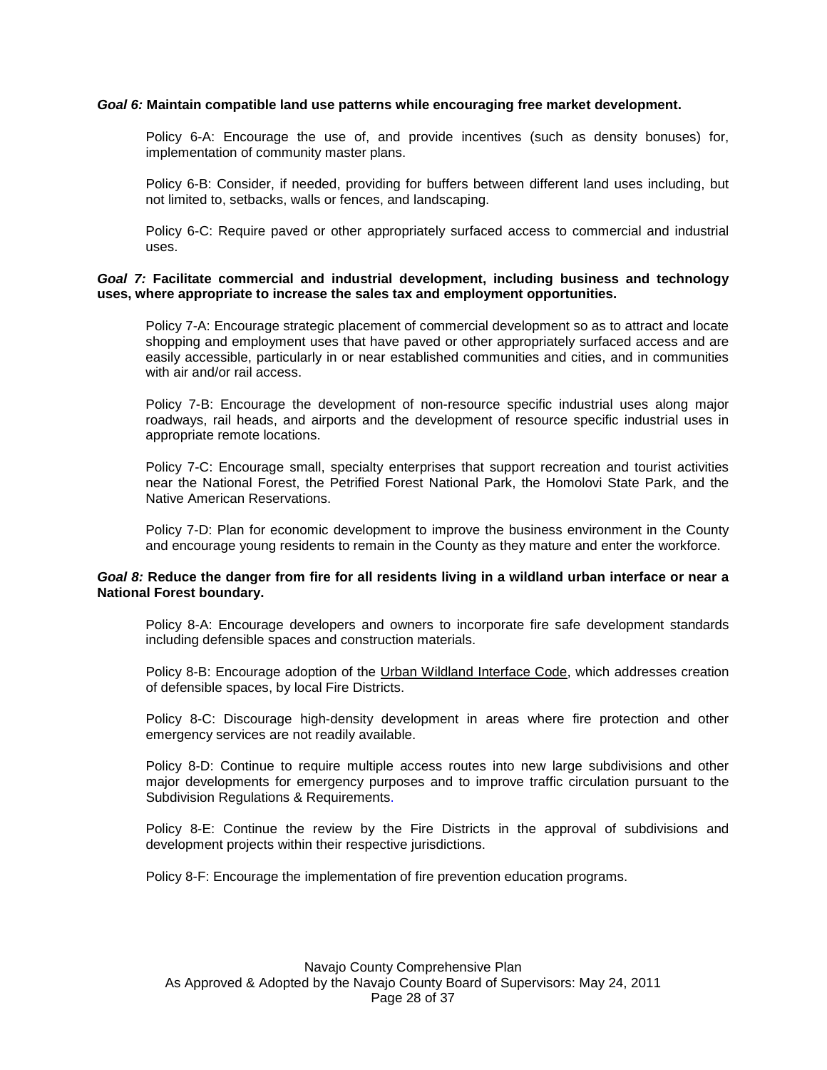***Goal 6:*** **Maintain compatible land use patterns while encouraging free market development.**

Policy 6-A: Encourage the use of, and provide incentives (such as density bonuses) for, implementation of community master plans.

Policy 6-B: Consider, if needed, providing for buffers between different land uses including, but not limited to, setbacks, walls or fences, and landscaping.

Policy 6-C: Require paved or other appropriately surfaced access to commercial and industrial uses.

***Goal 7:*** **Facilitate commercial and industrial development, including business and technology uses, where appropriate to increase the sales tax and employment opportunities.**

Policy 7-A: Encourage strategic placement of commercial development so as to attract and locate shopping and employment uses that have paved or other appropriately surfaced access and are easily accessible, particularly in or near established communities and cities, and in communities with air and/or rail access.

Policy 7-B: Encourage the development of non-resource specific industrial uses along major roadways, rail heads, and airports and the development of resource specific industrial uses in appropriate remote locations.

Policy 7-C: Encourage small, specialty enterprises that support recreation and tourist activities near the National Forest, the Petrified Forest National Park, the Homolovi State Park, and the Native American Reservations.

Policy 7-D: Plan for economic development to improve the business environment in the County and encourage young residents to remain in the County as they mature and enter the workforce.

***Goal 8:*** **Reduce the danger from fire for all residents living in a wildland urban interface or near a National Forest boundary.**

Policy 8-A: Encourage developers and owners to incorporate fire safe development standards including defensible spaces and construction materials.

Policy 8-B: Encourage adoption of the Urban Wildland Interface Code, which addresses creation of defensible spaces, by local Fire Districts.

Policy 8-C: Discourage high-density development in areas where fire protection and other emergency services are not readily available.

Policy 8-D: Continue to require multiple access routes into new large subdivisions and other major developments for emergency purposes and to improve traffic circulation pursuant to the Subdivision Regulations & Requirements.

Policy 8-E: Continue the review by the Fire Districts in the approval of subdivisions and development projects within their respective jurisdictions.

Policy 8-F: Encourage the implementation of fire prevention education programs.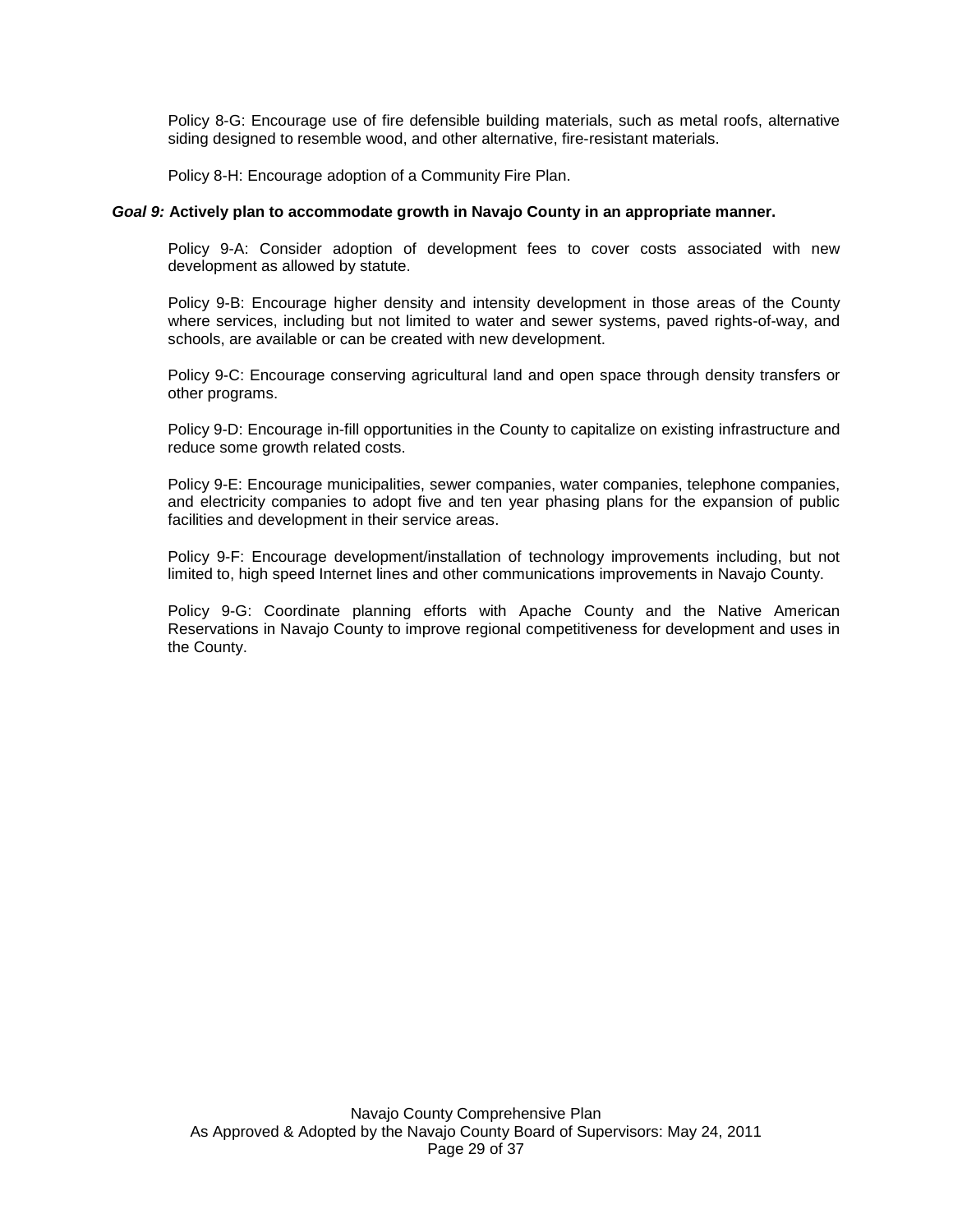Policy 8-G: Encourage use of fire defensible building materials, such as metal roofs, alternative siding designed to resemble wood, and other alternative, fire-resistant materials.

Policy 8-H: Encourage adoption of a Community Fire Plan.

***Goal 9:*** **Actively plan to accommodate growth in Navajo County in an appropriate manner.**

Policy 9-A: Consider adoption of development fees to cover costs associated with new development as allowed by statute.

Policy 9-B: Encourage higher density and intensity development in those areas of the County where services, including but not limited to water and sewer systems, paved rights-of-way, and schools, are available or can be created with new development.

Policy 9-C: Encourage conserving agricultural land and open space through density transfers or other programs.

Policy 9-D: Encourage in-fill opportunities in the County to capitalize on existing infrastructure and reduce some growth related costs.

Policy 9-E: Encourage municipalities, sewer companies, water companies, telephone companies, and electricity companies to adopt five and ten year phasing plans for the expansion of public facilities and development in their service areas.

Policy 9-F: Encourage development/installation of technology improvements including, but not limited to, high speed Internet lines and other communications improvements in Navajo County.

Policy 9-G: Coordinate planning efforts with Apache County and the Native American Reservations in Navajo County to improve regional competitiveness for development and uses in the County.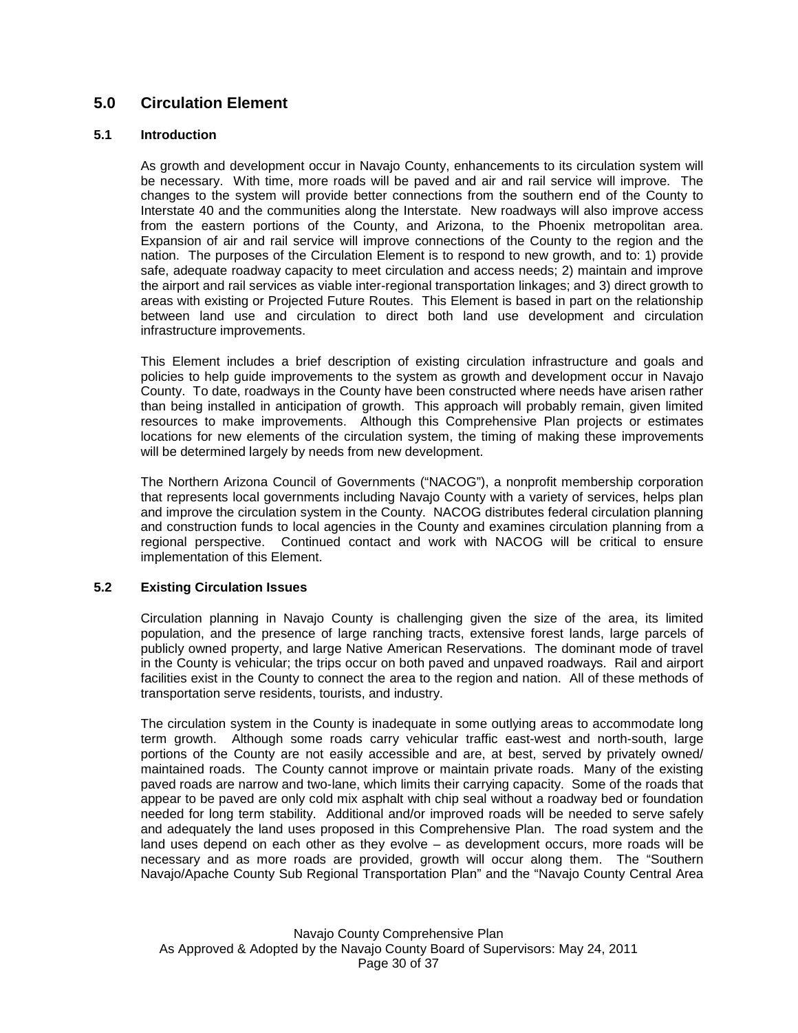## 5.0 Circulation Element

### 5.1 Introduction

As growth and development occur in Navajo County, enhancements to its circulation system will be necessary. With time, more roads will be paved and air and rail service will improve. The changes to the system will provide better connections from the southern end of the County to Interstate 40 and the communities along the Interstate. New roadways will also improve access from the eastern portions of the County, and Arizona, to the Phoenix metropolitan area. Expansion of air and rail service will improve connections of the County to the region and the nation. The purposes of the Circulation Element is to respond to new growth, and to: 1) provide safe, adequate roadway capacity to meet circulation and access needs; 2) maintain and improve the airport and rail services as viable inter-regional transportation linkages; and 3) direct growth to areas with existing or Projected Future Routes. This Element is based in part on the relationship between land use and circulation to direct both land use development and circulation infrastructure improvements.

This Element includes a brief description of existing circulation infrastructure and goals and policies to help guide improvements to the system as growth and development occur in Navajo County. To date, roadways in the County have been constructed where needs have arisen rather than being installed in anticipation of growth. This approach will probably remain, given limited resources to make improvements. Although this Comprehensive Plan projects or estimates locations for new elements of the circulation system, the timing of making these improvements will be determined largely by needs from new development.

The Northern Arizona Council of Governments ("NACOG"), a nonprofit membership corporation that represents local governments including Navajo County with a variety of services, helps plan and improve the circulation system in the County. NACOG distributes federal circulation planning and construction funds to local agencies in the County and examines circulation planning from a regional perspective. Continued contact and work with NACOG will be critical to ensure implementation of this Element.

### 5.2 Existing Circulation Issues

Circulation planning in Navajo County is challenging given the size of the area, its limited population, and the presence of large ranching tracts, extensive forest lands, large parcels of publicly owned property, and large Native American Reservations. The dominant mode of travel in the County is vehicular; the trips occur on both paved and unpaved roadways. Rail and airport facilities exist in the County to connect the area to the region and nation. All of these methods of transportation serve residents, tourists, and industry.

The circulation system in the County is inadequate in some outlying areas to accommodate long term growth. Although some roads carry vehicular traffic east-west and north-south, large portions of the County are not easily accessible and are, at best, served by privately owned/ maintained roads. The County cannot improve or maintain private roads. Many of the existing paved roads are narrow and two-lane, which limits their carrying capacity. Some of the roads that appear to be paved are only cold mix asphalt with chip seal without a roadway bed or foundation needed for long term stability. Additional and/or improved roads will be needed to serve safely and adequately the land uses proposed in this Comprehensive Plan. The road system and the land uses depend on each other as they evolve – as development occurs, more roads will be necessary and as more roads are provided, growth will occur along them. The "Southern Navajo/Apache County Sub Regional Transportation Plan" and the "Navajo County Central Area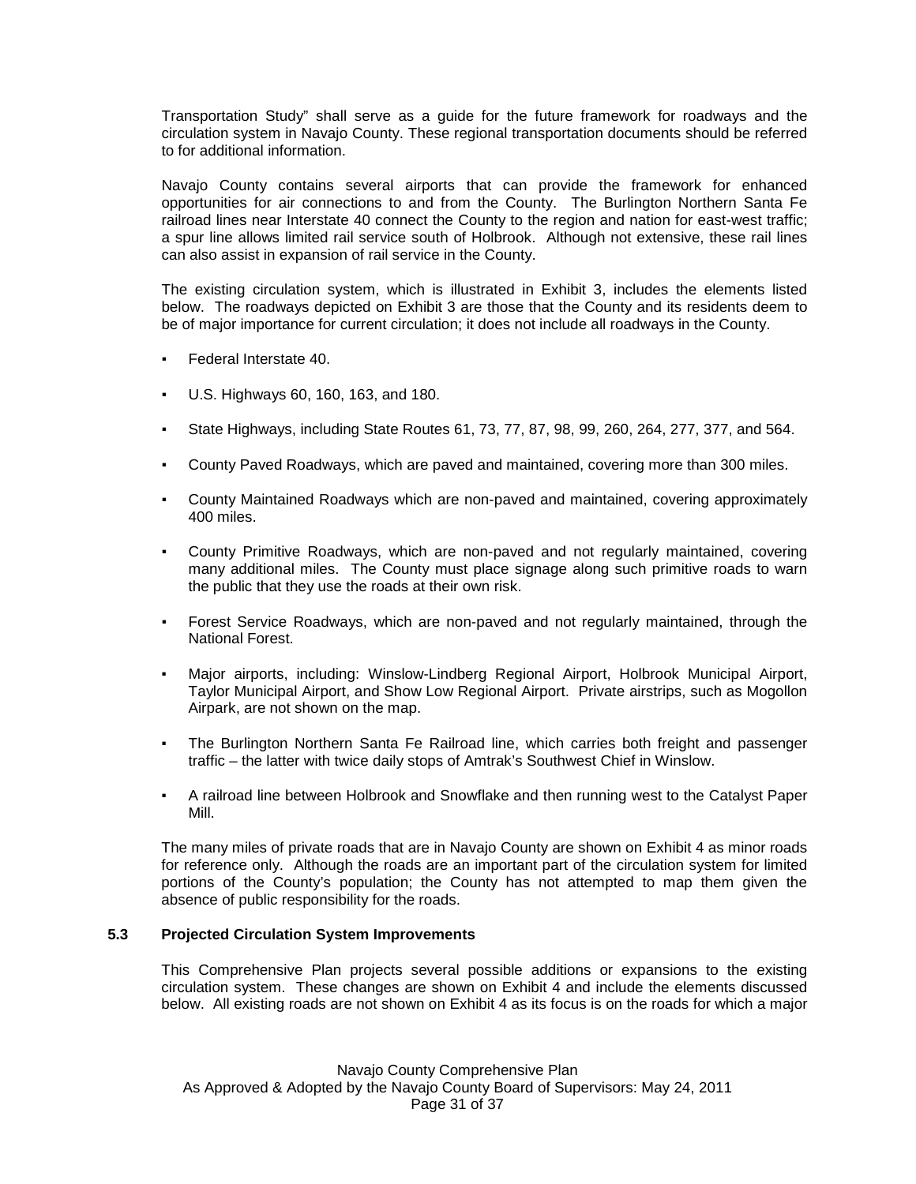Transportation Study" shall serve as a guide for the future framework for roadways and the circulation system in Navajo County. These regional transportation documents should be referred to for additional information.

Navajo County contains several airports that can provide the framework for enhanced opportunities for air connections to and from the County. The Burlington Northern Santa Fe railroad lines near Interstate 40 connect the County to the region and nation for east-west traffic; a spur line allows limited rail service south of Holbrook. Although not extensive, these rail lines can also assist in expansion of rail service in the County.

The existing circulation system, which is illustrated in Exhibit 3, includes the elements listed below. The roadways depicted on Exhibit 3 are those that the County and its residents deem to be of major importance for current circulation; it does not include all roadways in the County.

- Federal Interstate 40.
- U.S. Highways 60, 160, 163, and 180.
- State Highways, including State Routes 61, 73, 77, 87, 98, 99, 260, 264, 277, 377, and 564.
- County Paved Roadways, which are paved and maintained, covering more than 300 miles.
- County Maintained Roadways which are non-paved and maintained, covering approximately 400 miles.
- County Primitive Roadways, which are non-paved and not regularly maintained, covering many additional miles. The County must place signage along such primitive roads to warn the public that they use the roads at their own risk.
- Forest Service Roadways, which are non-paved and not regularly maintained, through the National Forest.
- Major airports, including: Winslow-Lindberg Regional Airport, Holbrook Municipal Airport, Taylor Municipal Airport, and Show Low Regional Airport. Private airstrips, such as Mogollon Airpark, are not shown on the map.
- The Burlington Northern Santa Fe Railroad line, which carries both freight and passenger traffic – the latter with twice daily stops of Amtrak's Southwest Chief in Winslow.
- A railroad line between Holbrook and Snowflake and then running west to the Catalyst Paper Mill.

The many miles of private roads that are in Navajo County are shown on Exhibit 4 as minor roads for reference only. Although the roads are an important part of the circulation system for limited portions of the County's population; the County has not attempted to map them given the absence of public responsibility for the roads.

### 5.3 Projected Circulation System Improvements

This Comprehensive Plan projects several possible additions or expansions to the existing circulation system. These changes are shown on Exhibit 4 and include the elements discussed below. All existing roads are not shown on Exhibit 4 as its focus is on the roads for which a major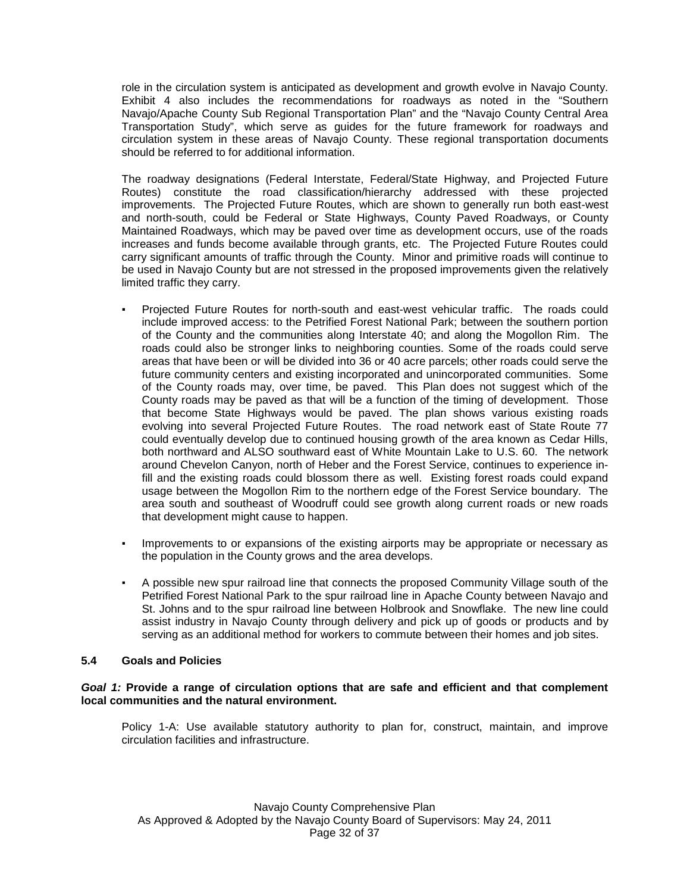role in the circulation system is anticipated as development and growth evolve in Navajo County. Exhibit 4 also includes the recommendations for roadways as noted in the "Southern Navajo/Apache County Sub Regional Transportation Plan" and the "Navajo County Central Area Transportation Study", which serve as guides for the future framework for roadways and circulation system in these areas of Navajo County. These regional transportation documents should be referred to for additional information.

The roadway designations (Federal Interstate, Federal/State Highway, and Projected Future Routes) constitute the road classification/hierarchy addressed with these projected improvements. The Projected Future Routes, which are shown to generally run both east-west and north-south, could be Federal or State Highways, County Paved Roadways, or County Maintained Roadways, which may be paved over time as development occurs, use of the roads increases and funds become available through grants, etc. The Projected Future Routes could carry significant amounts of traffic through the County. Minor and primitive roads will continue to be used in Navajo County but are not stressed in the proposed improvements given the relatively limited traffic they carry.

- Projected Future Routes for north-south and east-west vehicular traffic. The roads could include improved access: to the Petrified Forest National Park; between the southern portion of the County and the communities along Interstate 40; and along the Mogollon Rim. The roads could also be stronger links to neighboring counties. Some of the roads could serve areas that have been or will be divided into 36 or 40 acre parcels; other roads could serve the future community centers and existing incorporated and unincorporated communities. Some of the County roads may, over time, be paved. This Plan does not suggest which of the County roads may be paved as that will be a function of the timing of development. Those that become State Highways would be paved. The plan shows various existing roads evolving into several Projected Future Routes. The road network east of State Route 77 could eventually develop due to continued housing growth of the area known as Cedar Hills, both northward and ALSO southward east of White Mountain Lake to U.S. 60. The network around Chevelon Canyon, north of Heber and the Forest Service, continues to experience in-fill and the existing roads could blossom there as well. Existing forest roads could expand usage between the Mogollon Rim to the northern edge of the Forest Service boundary. The area south and southeast of Woodruff could see growth along current roads or new roads that development might cause to happen.

- Improvements to or expansions of the existing airports may be appropriate or necessary as the population in the County grows and the area develops.

- A possible new spur railroad line that connects the proposed Community Village south of the Petrified Forest National Park to the spur railroad line in Apache County between Navajo and St. Johns and to the spur railroad line between Holbrook and Snowflake. The new line could assist industry in Navajo County through delivery and pick up of goods or products and by serving as an additional method for workers to commute between their homes and job sites.

### 5.4 Goals and Policies

***Goal 1:* Provide a range of circulation options that are safe and efficient and that complement local communities and the natural environment.**

Policy 1-A: Use available statutory authority to plan for, construct, maintain, and improve circulation facilities and infrastructure.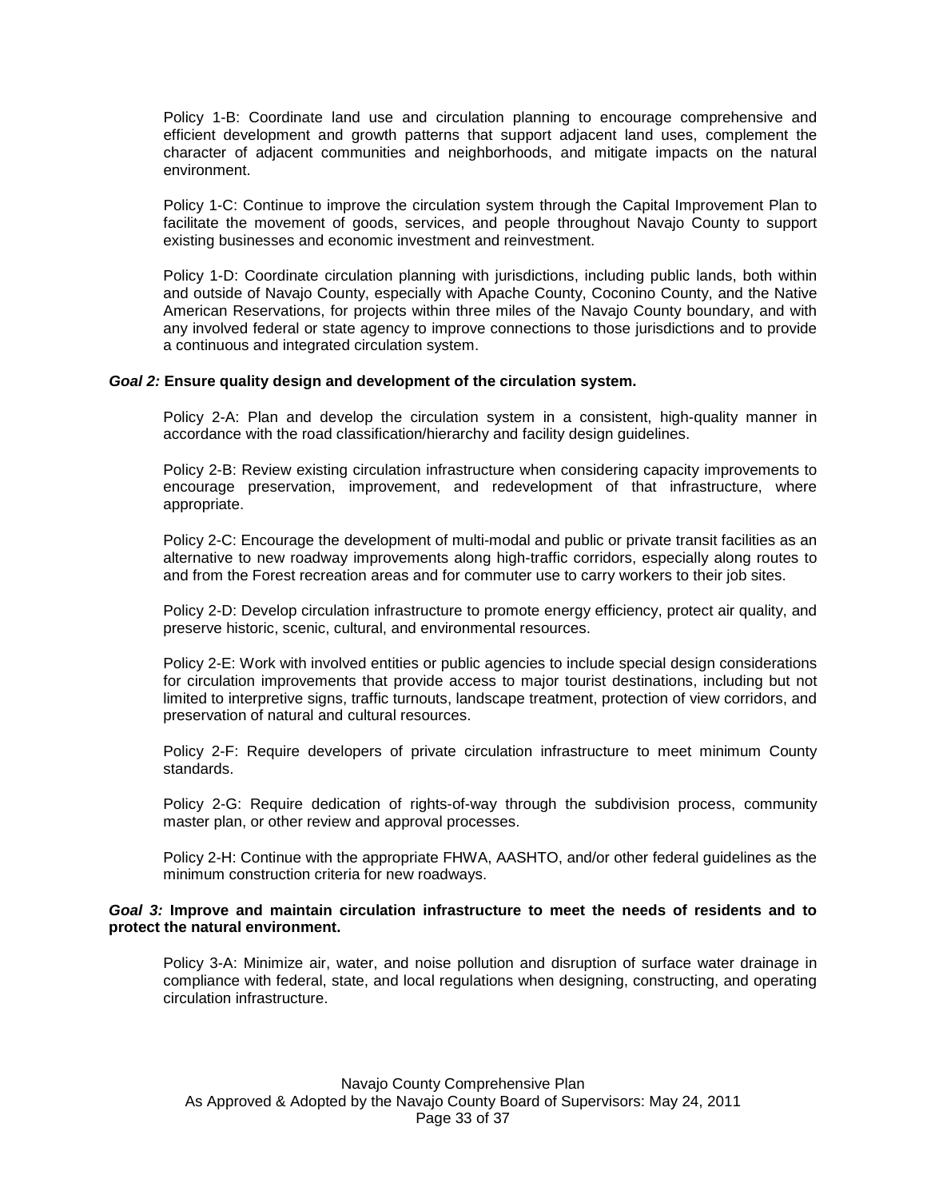Policy 1-B: Coordinate land use and circulation planning to encourage comprehensive and efficient development and growth patterns that support adjacent land uses, complement the character of adjacent communities and neighborhoods, and mitigate impacts on the natural environment.

Policy 1-C: Continue to improve the circulation system through the Capital Improvement Plan to facilitate the movement of goods, services, and people throughout Navajo County to support existing businesses and economic investment and reinvestment.

Policy 1-D: Coordinate circulation planning with jurisdictions, including public lands, both within and outside of Navajo County, especially with Apache County, Coconino County, and the Native American Reservations, for projects within three miles of the Navajo County boundary, and with any involved federal or state agency to improve connections to those jurisdictions and to provide a continuous and integrated circulation system.

***Goal 2:*** **Ensure quality design and development of the circulation system.**

Policy 2-A: Plan and develop the circulation system in a consistent, high-quality manner in accordance with the road classification/hierarchy and facility design guidelines.

Policy 2-B: Review existing circulation infrastructure when considering capacity improvements to encourage preservation, improvement, and redevelopment of that infrastructure, where appropriate.

Policy 2-C: Encourage the development of multi-modal and public or private transit facilities as an alternative to new roadway improvements along high-traffic corridors, especially along routes to and from the Forest recreation areas and for commuter use to carry workers to their job sites.

Policy 2-D: Develop circulation infrastructure to promote energy efficiency, protect air quality, and preserve historic, scenic, cultural, and environmental resources.

Policy 2-E: Work with involved entities or public agencies to include special design considerations for circulation improvements that provide access to major tourist destinations, including but not limited to interpretive signs, traffic turnouts, landscape treatment, protection of view corridors, and preservation of natural and cultural resources.

Policy 2-F: Require developers of private circulation infrastructure to meet minimum County standards.

Policy 2-G: Require dedication of rights-of-way through the subdivision process, community master plan, or other review and approval processes.

Policy 2-H: Continue with the appropriate FHWA, AASHTO, and/or other federal guidelines as the minimum construction criteria for new roadways.

***Goal 3:*** **Improve and maintain circulation infrastructure to meet the needs of residents and to protect the natural environment.**

Policy 3-A: Minimize air, water, and noise pollution and disruption of surface water drainage in compliance with federal, state, and local regulations when designing, constructing, and operating circulation infrastructure.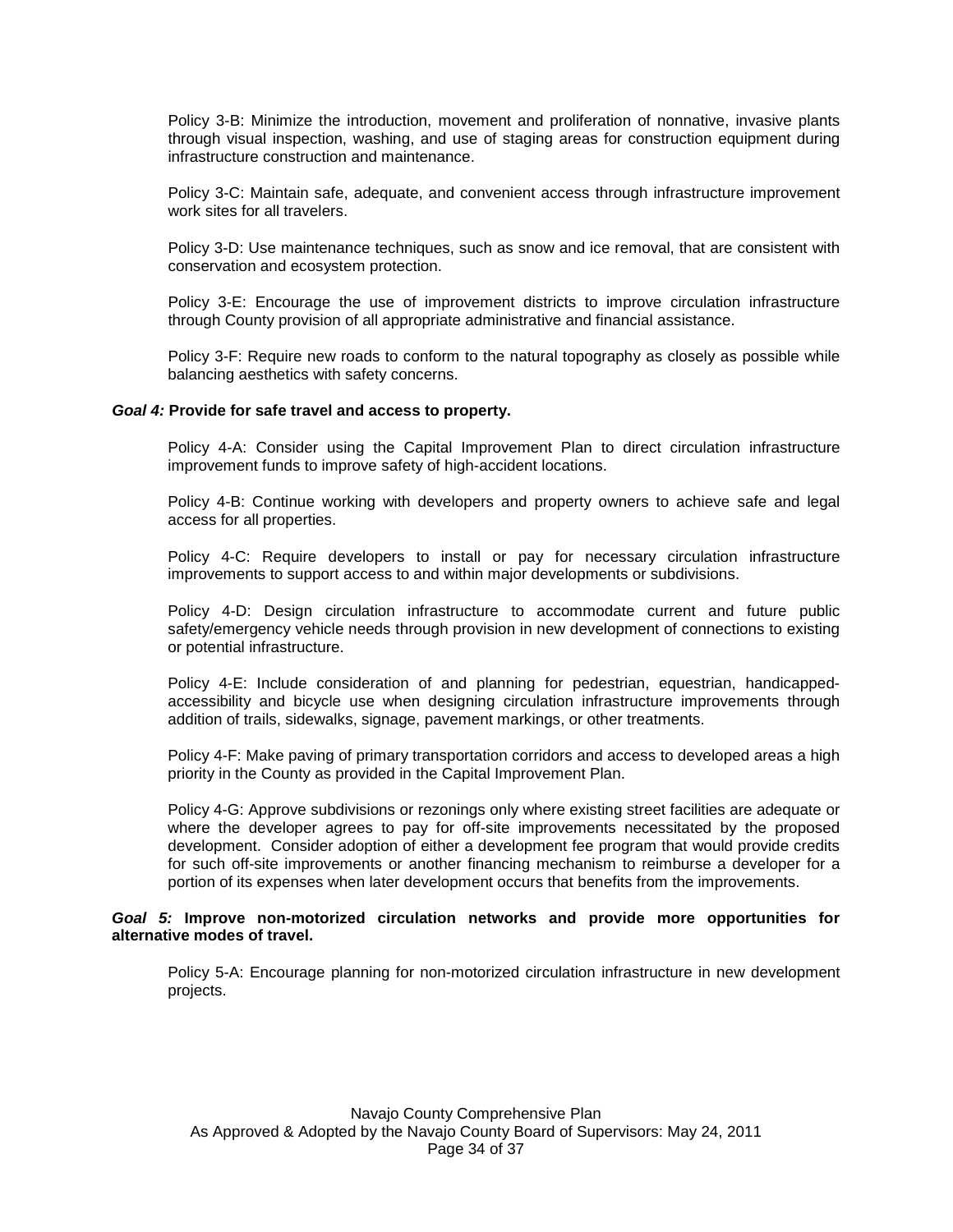Policy 3-B: Minimize the introduction, movement and proliferation of nonnative, invasive plants through visual inspection, washing, and use of staging areas for construction equipment during infrastructure construction and maintenance.

Policy 3-C: Maintain safe, adequate, and convenient access through infrastructure improvement work sites for all travelers.

Policy 3-D: Use maintenance techniques, such as snow and ice removal, that are consistent with conservation and ecosystem protection.

Policy 3-E: Encourage the use of improvement districts to improve circulation infrastructure through County provision of all appropriate administrative and financial assistance.

Policy 3-F: Require new roads to conform to the natural topography as closely as possible while balancing aesthetics with safety concerns.

***Goal 4:*** **Provide for safe travel and access to property.**

Policy 4-A: Consider using the Capital Improvement Plan to direct circulation infrastructure improvement funds to improve safety of high-accident locations.

Policy 4-B: Continue working with developers and property owners to achieve safe and legal access for all properties.

Policy 4-C: Require developers to install or pay for necessary circulation infrastructure improvements to support access to and within major developments or subdivisions.

Policy 4-D: Design circulation infrastructure to accommodate current and future public safety/emergency vehicle needs through provision in new development of connections to existing or potential infrastructure.

Policy 4-E: Include consideration of and planning for pedestrian, equestrian, handicapped-accessibility and bicycle use when designing circulation infrastructure improvements through addition of trails, sidewalks, signage, pavement markings, or other treatments.

Policy 4-F: Make paving of primary transportation corridors and access to developed areas a high priority in the County as provided in the Capital Improvement Plan.

Policy 4-G: Approve subdivisions or rezonings only where existing street facilities are adequate or where the developer agrees to pay for off-site improvements necessitated by the proposed development. Consider adoption of either a development fee program that would provide credits for such off-site improvements or another financing mechanism to reimburse a developer for a portion of its expenses when later development occurs that benefits from the improvements.

***Goal 5:*** **Improve non-motorized circulation networks and provide more opportunities for alternative modes of travel.**

Policy 5-A: Encourage planning for non-motorized circulation infrastructure in new development projects.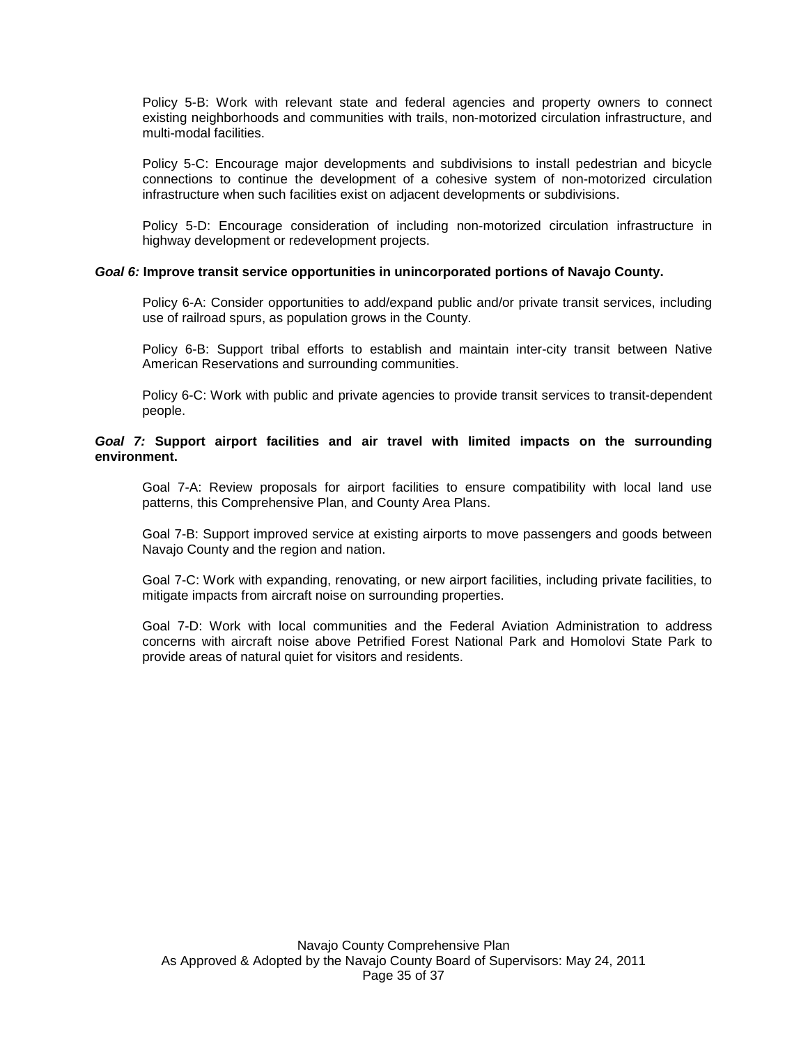Policy 5-B: Work with relevant state and federal agencies and property owners to connect existing neighborhoods and communities with trails, non-motorized circulation infrastructure, and multi-modal facilities.

Policy 5-C: Encourage major developments and subdivisions to install pedestrian and bicycle connections to continue the development of a cohesive system of non-motorized circulation infrastructure when such facilities exist on adjacent developments or subdivisions.

Policy 5-D: Encourage consideration of including non-motorized circulation infrastructure in highway development or redevelopment projects.

***Goal 6:*** **Improve transit service opportunities in unincorporated portions of Navajo County.**

Policy 6-A: Consider opportunities to add/expand public and/or private transit services, including use of railroad spurs, as population grows in the County.

Policy 6-B: Support tribal efforts to establish and maintain inter-city transit between Native American Reservations and surrounding communities.

Policy 6-C: Work with public and private agencies to provide transit services to transit-dependent people.

***Goal 7:*** **Support airport facilities and air travel with limited impacts on the surrounding environment.**

Goal 7-A: Review proposals for airport facilities to ensure compatibility with local land use patterns, this Comprehensive Plan, and County Area Plans.

Goal 7-B: Support improved service at existing airports to move passengers and goods between Navajo County and the region and nation.

Goal 7-C: Work with expanding, renovating, or new airport facilities, including private facilities, to mitigate impacts from aircraft noise on surrounding properties.

Goal 7-D: Work with local communities and the Federal Aviation Administration to address concerns with aircraft noise above Petrified Forest National Park and Homolovi State Park to provide areas of natural quiet for visitors and residents.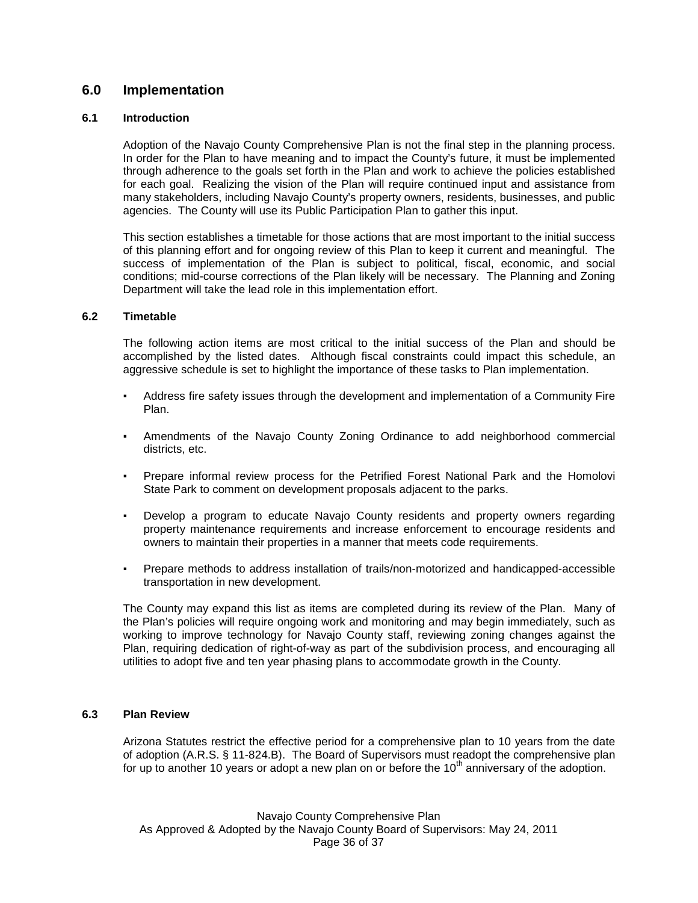## 6.0 Implementation

### 6.1 Introduction

Adoption of the Navajo County Comprehensive Plan is not the final step in the planning process. In order for the Plan to have meaning and to impact the County's future, it must be implemented through adherence to the goals set forth in the Plan and work to achieve the policies established for each goal. Realizing the vision of the Plan will require continued input and assistance from many stakeholders, including Navajo County's property owners, residents, businesses, and public agencies. The County will use its Public Participation Plan to gather this input.

This section establishes a timetable for those actions that are most important to the initial success of this planning effort and for ongoing review of this Plan to keep it current and meaningful. The success of implementation of the Plan is subject to political, fiscal, economic, and social conditions; mid-course corrections of the Plan likely will be necessary. The Planning and Zoning Department will take the lead role in this implementation effort.

### 6.2 Timetable

The following action items are most critical to the initial success of the Plan and should be accomplished by the listed dates. Although fiscal constraints could impact this schedule, an aggressive schedule is set to highlight the importance of these tasks to Plan implementation.

- Address fire safety issues through the development and implementation of a Community Fire Plan.
- Amendments of the Navajo County Zoning Ordinance to add neighborhood commercial districts, etc.
- Prepare informal review process for the Petrified Forest National Park and the Homolovi State Park to comment on development proposals adjacent to the parks.
- Develop a program to educate Navajo County residents and property owners regarding property maintenance requirements and increase enforcement to encourage residents and owners to maintain their properties in a manner that meets code requirements.
- Prepare methods to address installation of trails/non-motorized and handicapped-accessible transportation in new development.

The County may expand this list as items are completed during its review of the Plan. Many of the Plan's policies will require ongoing work and monitoring and may begin immediately, such as working to improve technology for Navajo County staff, reviewing zoning changes against the Plan, requiring dedication of right-of-way as part of the subdivision process, and encouraging all utilities to adopt five and ten year phasing plans to accommodate growth in the County.

### 6.3 Plan Review

Arizona Statutes restrict the effective period for a comprehensive plan to 10 years from the date of adoption (A.R.S. § 11-824.B). The Board of Supervisors must readopt the comprehensive plan for up to another 10 years or adopt a new plan on or before the 10th anniversary of the adoption.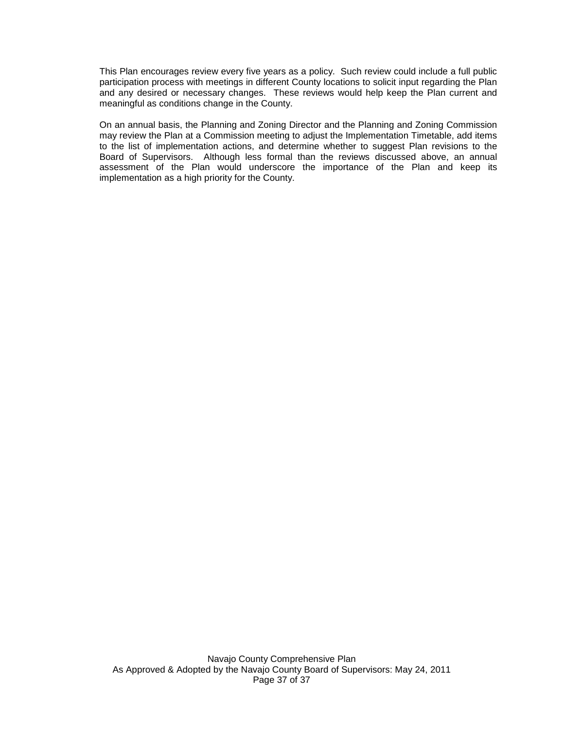This Plan encourages review every five years as a policy. Such review could include a full public participation process with meetings in different County locations to solicit input regarding the Plan and any desired or necessary changes. These reviews would help keep the Plan current and meaningful as conditions change in the County.

On an annual basis, the Planning and Zoning Director and the Planning and Zoning Commission may review the Plan at a Commission meeting to adjust the Implementation Timetable, add items to the list of implementation actions, and determine whether to suggest Plan revisions to the Board of Supervisors. Although less formal than the reviews discussed above, an annual assessment of the Plan would underscore the importance of the Plan and keep its implementation as a high priority for the County.